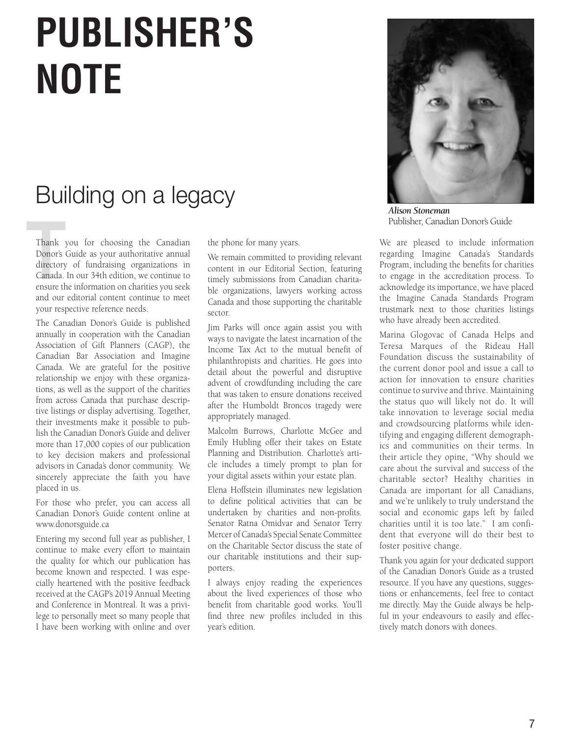# PUBLISHER'S NOTE

## Building on a legacy

*Alison Stoneman*
Publisher, Canadian Donor's Guide

Thank you for choosing the Canadian Donor's Guide as your authoritative annual directory of fundraising organizations in Canada. In our 34th edition, we continue to ensure the information on charities you seek and our editorial content continue to meet your respective reference needs.

The Canadian Donor's Guide is published annually in cooperation with the Canadian Association of Gift Planners (CAGP), the Canadian Bar Association and Imagine Canada. We are grateful for the positive relationship we enjoy with these organizations, as well as the support of the charities from across Canada that purchase descriptive listings or display advertising. Together, their investments make it possible to publish the Canadian Donor's Guide and deliver more than 17,000 copies of our publication to key decision makers and professional advisors in Canada's donor community. We sincerely appreciate the faith you have placed in us.

For those who prefer, you can access all Canadian Donor's Guide content online at www.donorsguide.ca

Entering my second full year as publisher, I continue to make every effort to maintain the quality for which our publication has become known and respected. I was especially heartened with the positive feedback received at the CAGP's 2019 Annual Meeting and Conference in Montreal. It was a privilege to personally meet so many people that I have been working with online and over the phone for many years.

We remain committed to providing relevant content in our Editorial Section, featuring timely submissions from Canadian charitable organizations, lawyers working across Canada and those supporting the charitable sector.

Jim Parks will once again assist you with ways to navigate the latest incarnation of the Income Tax Act to the mutual benefit of philanthropists and charities. He goes into detail about the powerful and disruptive advent of crowdfunding including the care that was taken to ensure donations received after the Humboldt Broncos tragedy were appropriately managed.

Malcolm Burrows, Charlotte McGee and Emily Hubling offer their takes on Estate Planning and Distribution. Charlotte's article includes a timely prompt to plan for your digital assets within your estate plan.

Elena Hoffstein illuminates new legislation to define political activities that can be undertaken by charities and non-profits. Senator Ratna Omidvar and Senator Terry Mercer of Canada's Special Senate Committee on the Charitable Sector discuss the state of our charitable institutions and their supporters.

I always enjoy reading the experiences about the lived experiences of those who benefit from charitable good works. You'll find three new profiles included in this year's edition.

We are pleased to include information regarding Imagine Canada's Standards Program, including the benefits for charities to engage in the accreditation process. To acknowledge its importance, we have placed the Imagine Canada Standards Program trustmark next to those charities listings who have already been accredited.

Marina Glogovac of Canada Helps and Teresa Marques of the Rideau Hall Foundation discuss the sustainability of the current donor pool and issue a call to action for innovation to ensure charities continue to survive and thrive. Maintaining the status quo will likely not do. It will take innovation to leverage social media and crowdsourcing platforms while identifying and engaging different demographics and communities on their terms. In their article they opine, "Why should we care about the survival and success of the charitable sector? Healthy charities in Canada are important for all Canadians, and we're unlikely to truly understand the social and economic gaps left by failed charities until it is too late." I am confident that everyone will do their best to foster positive change.

Thank you again for your dedicated support of the Canadian Donor's Guide as a trusted resource. If you have any questions, suggestions or enhancements, feel free to contact me directly. May the Guide always be helpful in your endeavours to easily and effectively match donors with donees.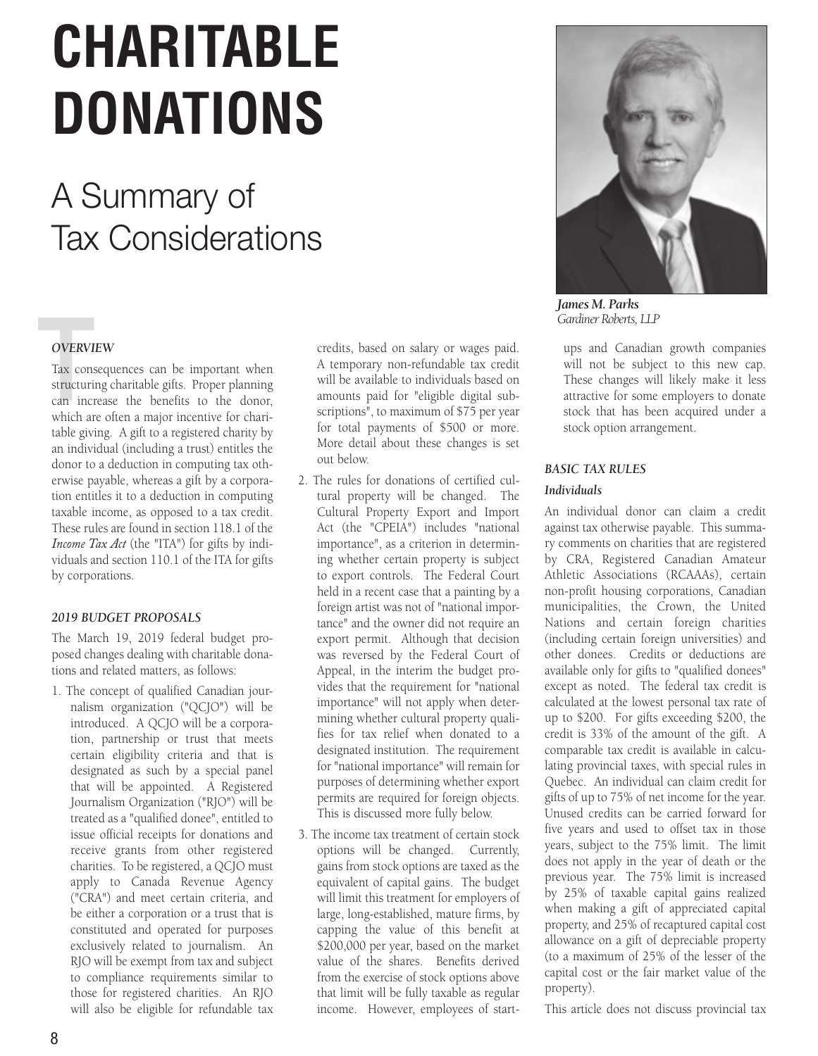# CHARITABLE DONATIONS

## A Summary of Tax Considerations

***James M. Parks***
*Gardiner Roberts, LLP*

### *OVERVIEW*

Tax consequences can be important when structuring charitable gifts. Proper planning can increase the benefits to the donor, which are often a major incentive for charitable giving. A gift to a registered charity by an individual (including a trust) entitles the donor to a deduction in computing tax otherwise payable, whereas a gift by a corporation entitles it to a deduction in computing taxable income, as opposed to a tax credit. These rules are found in section 118.1 of the *Income Tax Act* (the "ITA") for gifts by individuals and section 110.1 of the ITA for gifts by corporations.

### *2019 BUDGET PROPOSALS*

The March 19, 2019 federal budget proposed changes dealing with charitable donations and related matters, as follows:

1. The concept of qualified Canadian journalism organization ("QCJO") will be introduced. A QCJO will be a corporation, partnership or trust that meets certain eligibility criteria and that is designated as such by a special panel that will be appointed. A Registered Journalism Organization ("RJO") will be treated as a "qualified donee", entitled to issue official receipts for donations and receive grants from other registered charities. To be registered, a QCJO must apply to Canada Revenue Agency ("CRA") and meet certain criteria, and be either a corporation or a trust that is constituted and operated for purposes exclusively related to journalism. An RJO will be exempt from tax and subject to compliance requirements similar to those for registered charities. An RJO will also be eligible for refundable tax credits, based on salary or wages paid. A temporary non-refundable tax credit will be available to individuals based on amounts paid for "eligible digital subscriptions", to maximum of $75 per year for total payments of $500 or more. More detail about these changes is set out below.
2. The rules for donations of certified cultural property will be changed. The Cultural Property Export and Import Act (the "CPEIA") includes "national importance", as a criterion in determining whether certain property is subject to export controls. The Federal Court held in a recent case that a painting by a foreign artist was not of "national importance" and the owner did not require an export permit. Although that decision was reversed by the Federal Court of Appeal, in the interim the budget provides that the requirement for "national importance" will not apply when determining whether cultural property qualifies for tax relief when donated to a designated institution. The requirement for "national importance" will remain for purposes of determining whether export permits are required for foreign objects. This is discussed more fully below.
3. The income tax treatment of certain stock options will be changed. Currently, gains from stock options are taxed as the equivalent of capital gains. The budget will limit this treatment for employers of large, long-established, mature firms, by capping the value of this benefit at $200,000 per year, based on the market value of the shares. Benefits derived from the exercise of stock options above that limit will be fully taxable as regular income. However, employees of start-ups and Canadian growth companies will not be subject to this new cap. These changes will likely make it less attractive for some employers to donate stock that has been acquired under a stock option arrangement.

### *BASIC TAX RULES*

#### *Individuals*

An individual donor can claim a credit against tax otherwise payable. This summary comments on charities that are registered by CRA, Registered Canadian Amateur Athletic Associations (RCAAAs), certain non-profit housing corporations, Canadian municipalities, the Crown, the United Nations and certain foreign charities (including certain foreign universities) and other donees. Credits or deductions are available only for gifts to "qualified donees" except as noted. The federal tax credit is calculated at the lowest personal tax rate of up to $200. For gifts exceeding $200, the credit is 33% of the amount of the gift. A comparable tax credit is available in calculating provincial taxes, with special rules in Quebec. An individual can claim credit for gifts of up to 75% of net income for the year. Unused credits can be carried forward for five years and used to offset tax in those years, subject to the 75% limit. The limit does not apply in the year of death or the previous year. The 75% limit is increased by 25% of taxable capital gains realized when making a gift of appreciated capital property, and 25% of recaptured capital cost allowance on a gift of depreciable property (to a maximum of 25% of the lesser of the capital cost or the fair market value of the property).

This article does not discuss provincial tax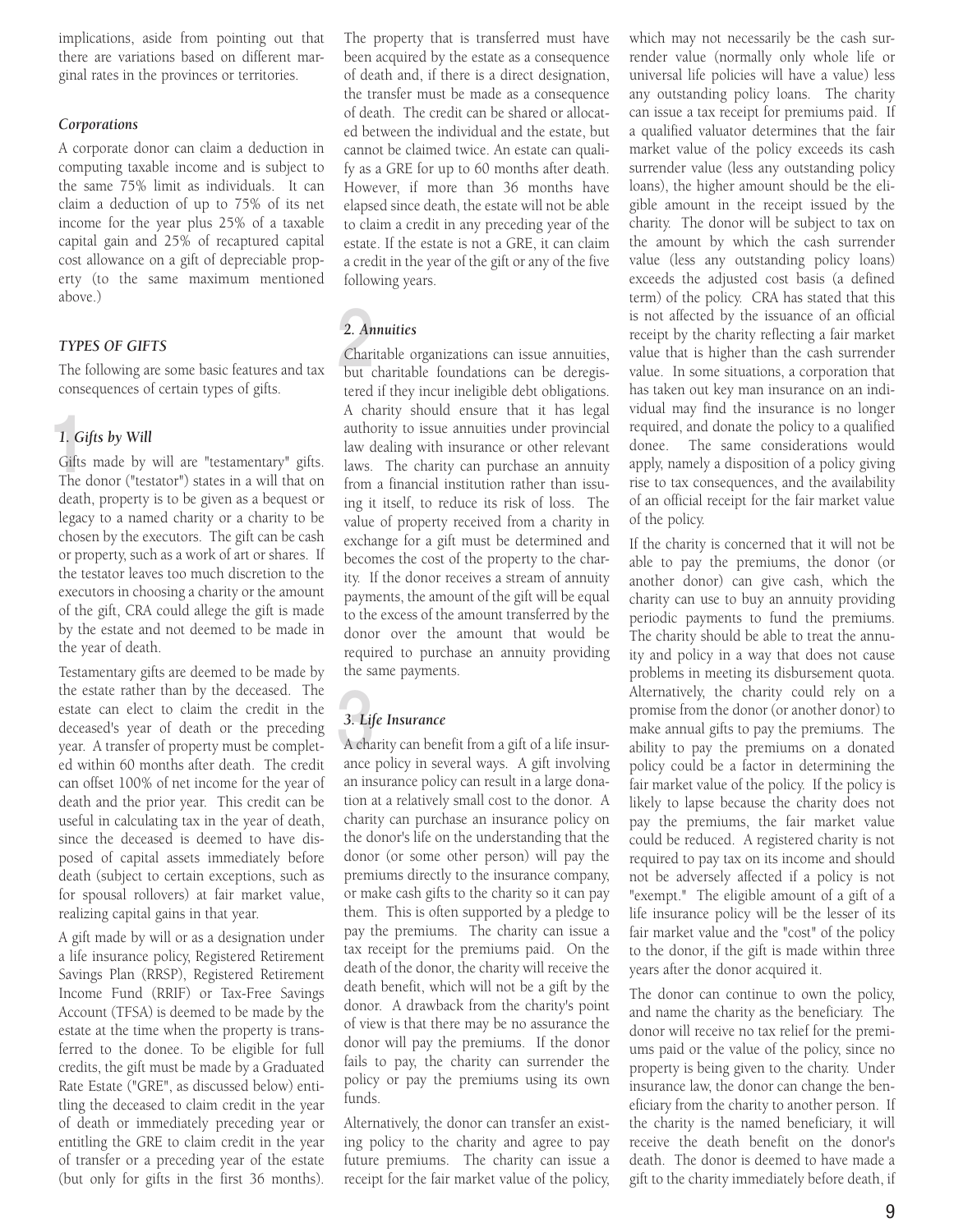implications, aside from pointing out that there are variations based on different marginal rates in the provinces or territories.

#### *Corporations*

A corporate donor can claim a deduction in computing taxable income and is subject to the same 75% limit as individuals. It can claim a deduction of up to 75% of its net income for the year plus 25% of a taxable capital gain and 25% of recaptured capital cost allowance on a gift of depreciable property (to the same maximum mentioned above.)

### *TYPES OF GIFTS*

The following are some basic features and tax consequences of certain types of gifts.

#### *1. Gifts by Will*

Gifts made by will are "testamentary" gifts. The donor ("testator") states in a will that on death, property is to be given as a bequest or legacy to a named charity or a charity to be chosen by the executors. The gift can be cash or property, such as a work of art or shares. If the testator leaves too much discretion to the executors in choosing a charity or the amount of the gift, CRA could allege the gift is made by the estate and not deemed to be made in the year of death.

Testamentary gifts are deemed to be made by the estate rather than by the deceased. The estate can elect to claim the credit in the deceased's year of death or the preceding year. A transfer of property must be completed within 60 months after death. The credit can offset 100% of net income for the year of death and the prior year. This credit can be useful in calculating tax in the year of death, since the deceased is deemed to have disposed of capital assets immediately before death (subject to certain exceptions, such as for spousal rollovers) at fair market value, realizing capital gains in that year.

A gift made by will or as a designation under a life insurance policy, Registered Retirement Savings Plan (RRSP), Registered Retirement Income Fund (RRIF) or Tax-Free Savings Account (TFSA) is deemed to be made by the estate at the time when the property is transferred to the donee. To be eligible for full credits, the gift must be made by a Graduated Rate Estate ("GRE", as discussed below) entitling the deceased to claim credit in the year of death or immediately preceding year or entitling the GRE to claim credit in the year of transfer or a preceding year of the estate (but only for gifts in the first 36 months). The property that is transferred must have been acquired by the estate as a consequence of death and, if there is a direct designation, the transfer must be made as a consequence of death. The credit can be shared or allocated between the individual and the estate, but cannot be claimed twice. An estate can qualify as a GRE for up to 60 months after death. However, if more than 36 months have elapsed since death, the estate will not be able to claim a credit in any preceding year of the estate. If the estate is not a GRE, it can claim a credit in the year of the gift or any of the five following years.

#### *2. Annuities*

Charitable organizations can issue annuities, but charitable foundations can be deregistered if they incur ineligible debt obligations. A charity should ensure that it has legal authority to issue annuities under provincial law dealing with insurance or other relevant laws. The charity can purchase an annuity from a financial institution rather than issuing it itself, to reduce its risk of loss. The value of property received from a charity in exchange for a gift must be determined and becomes the cost of the property to the charity. If the donor receives a stream of annuity payments, the amount of the gift will be equal to the excess of the amount transferred by the donor over the amount that would be required to purchase an annuity providing the same payments.

#### *3. Life Insurance*

A charity can benefit from a gift of a life insurance policy in several ways. A gift involving an insurance policy can result in a large donation at a relatively small cost to the donor. A charity can purchase an insurance policy on the donor's life on the understanding that the donor (or some other person) will pay the premiums directly to the insurance company, or make cash gifts to the charity so it can pay them. This is often supported by a pledge to pay the premiums. The charity can issue a tax receipt for the premiums paid. On the death of the donor, the charity will receive the death benefit, which will not be a gift by the donor. A drawback from the charity's point of view is that there may be no assurance the donor will pay the premiums. If the donor fails to pay, the charity can surrender the policy or pay the premiums using its own funds.

Alternatively, the donor can transfer an existing policy to the charity and agree to pay future premiums. The charity can issue a receipt for the fair market value of the policy, which may not necessarily be the cash surrender value (normally only whole life or universal life policies will have a value) less any outstanding policy loans. The charity can issue a tax receipt for premiums paid. If a qualified valuator determines that the fair market value of the policy exceeds its cash surrender value (less any outstanding policy loans), the higher amount should be the eligible amount in the receipt issued by the charity. The donor will be subject to tax on the amount by which the cash surrender value (less any outstanding policy loans) exceeds the adjusted cost basis (a defined term) of the policy. CRA has stated that this is not affected by the issuance of an official receipt by the charity reflecting a fair market value that is higher than the cash surrender value. In some situations, a corporation that has taken out key man insurance on an individual may find the insurance is no longer required, and donate the policy to a qualified donee. The same considerations would apply, namely a disposition of a policy giving rise to tax consequences, and the availability of an official receipt for the fair market value of the policy.

If the charity is concerned that it will not be able to pay the premiums, the donor (or another donor) can give cash, which the charity can use to buy an annuity providing periodic payments to fund the premiums. The charity should be able to treat the annuity and policy in a way that does not cause problems in meeting its disbursement quota. Alternatively, the charity could rely on a promise from the donor (or another donor) to make annual gifts to pay the premiums. The ability to pay the premiums on a donated policy could be a factor in determining the fair market value of the policy. If the policy is likely to lapse because the charity does not pay the premiums, the fair market value could be reduced. A registered charity is not required to pay tax on its income and should not be adversely affected if a policy is not "exempt." The eligible amount of a gift of a life insurance policy will be the lesser of its fair market value and the "cost" of the policy to the donor, if the gift is made within three years after the donor acquired it.

The donor can continue to own the policy, and name the charity as the beneficiary. The donor will receive no tax relief for the premiums paid or the value of the policy, since no property is being given to the charity. Under insurance law, the donor can change the beneficiary from the charity to another person. If the charity is the named beneficiary, it will receive the death benefit on the donor's death. The donor is deemed to have made a gift to the charity immediately before death, if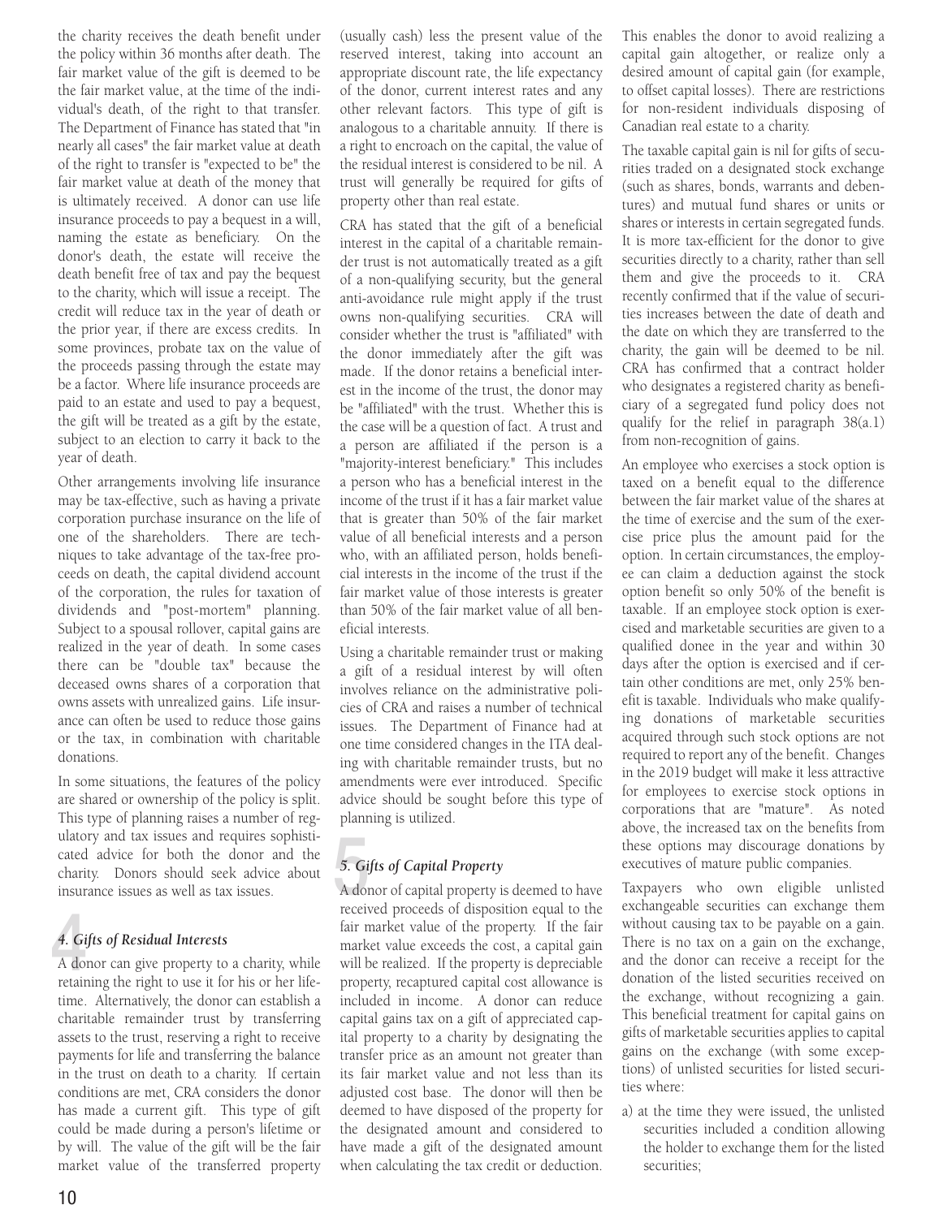the charity receives the death benefit under the policy within 36 months after death. The fair market value of the gift is deemed to be the fair market value, at the time of the individual's death, of the right to that transfer. The Department of Finance has stated that "in nearly all cases" the fair market value at death of the right to transfer is "expected to be" the fair market value at death of the money that is ultimately received. A donor can use life insurance proceeds to pay a bequest in a will, naming the estate as beneficiary. On the donor's death, the estate will receive the death benefit free of tax and pay the bequest to the charity, which will issue a receipt. The credit will reduce tax in the year of death or the prior year, if there are excess credits. In some provinces, probate tax on the value of the proceeds passing through the estate may be a factor. Where life insurance proceeds are paid to an estate and used to pay a bequest, the gift will be treated as a gift by the estate, subject to an election to carry it back to the year of death.

Other arrangements involving life insurance may be tax-effective, such as having a private corporation purchase insurance on the life of one of the shareholders. There are techniques to take advantage of the tax-free proceeds on death, the capital dividend account of the corporation, the rules for taxation of dividends and "post-mortem" planning. Subject to a spousal rollover, capital gains are realized in the year of death. In some cases there can be "double tax" because the deceased owns shares of a corporation that owns assets with unrealized gains. Life insurance can often be used to reduce those gains or the tax, in combination with charitable donations.

In some situations, the features of the policy are shared or ownership of the policy is split. This type of planning raises a number of regulatory and tax issues and requires sophisticated advice for both the donor and the charity. Donors should seek advice about insurance issues as well as tax issues.

### *4. Gifts of Residual Interests*

A donor can give property to a charity, while retaining the right to use it for his or her lifetime. Alternatively, the donor can establish a charitable remainder trust by transferring assets to the trust, reserving a right to receive payments for life and transferring the balance in the trust on death to a charity. If certain conditions are met, CRA considers the donor has made a current gift. This type of gift could be made during a person's lifetime or by will. The value of the gift will be the fair market value of the transferred property (usually cash) less the present value of the reserved interest, taking into account an appropriate discount rate, the life expectancy of the donor, current interest rates and any other relevant factors. This type of gift is analogous to a charitable annuity. If there is a right to encroach on the capital, the value of the residual interest is considered to be nil. A trust will generally be required for gifts of property other than real estate.

CRA has stated that the gift of a beneficial interest in the capital of a charitable remainder trust is not automatically treated as a gift of a non-qualifying security, but the general anti-avoidance rule might apply if the trust owns non-qualifying securities. CRA will consider whether the trust is "affiliated" with the donor immediately after the gift was made. If the donor retains a beneficial interest in the income of the trust, the donor may be "affiliated" with the trust. Whether this is the case will be a question of fact. A trust and a person are affiliated if the person is a "majority-interest beneficiary." This includes a person who has a beneficial interest in the income of the trust if it has a fair market value that is greater than 50% of the fair market value of all beneficial interests and a person who, with an affiliated person, holds beneficial interests in the income of the trust if the fair market value of those interests is greater than 50% of the fair market value of all beneficial interests.

Using a charitable remainder trust or making a gift of a residual interest by will often involves reliance on the administrative policies of CRA and raises a number of technical issues. The Department of Finance had at one time considered changes in the ITA dealing with charitable remainder trusts, but no amendments were ever introduced. Specific advice should be sought before this type of planning is utilized.

### *5. Gifts of Capital Property*

A donor of capital property is deemed to have received proceeds of disposition equal to the fair market value of the property. If the fair market value exceeds the cost, a capital gain will be realized. If the property is depreciable property, recaptured capital cost allowance is included in income. A donor can reduce capital gains tax on a gift of appreciated capital property to a charity by designating the transfer price as an amount not greater than its fair market value and not less than its adjusted cost base. The donor will then be deemed to have disposed of the property for the designated amount and considered to have made a gift of the designated amount when calculating the tax credit or deduction. This enables the donor to avoid realizing a capital gain altogether, or realize only a desired amount of capital gain (for example, to offset capital losses). There are restrictions for non-resident individuals disposing of Canadian real estate to a charity.

The taxable capital gain is nil for gifts of securities traded on a designated stock exchange (such as shares, bonds, warrants and debentures) and mutual fund shares or units or shares or interests in certain segregated funds. It is more tax-efficient for the donor to give securities directly to a charity, rather than sell them and give the proceeds to it. CRA recently confirmed that if the value of securities increases between the date of death and the date on which they are transferred to the charity, the gain will be deemed to be nil. CRA has confirmed that a contract holder who designates a registered charity as beneficiary of a segregated fund policy does not qualify for the relief in paragraph 38(a.1) from non-recognition of gains.

An employee who exercises a stock option is taxed on a benefit equal to the difference between the fair market value of the shares at the time of exercise and the sum of the exercise price plus the amount paid for the option. In certain circumstances, the employee can claim a deduction against the stock option benefit so only 50% of the benefit is taxable. If an employee stock option is exercised and marketable securities are given to a qualified donee in the year and within 30 days after the option is exercised and if certain other conditions are met, only 25% benefit is taxable. Individuals who make qualifying donations of marketable securities acquired through such stock options are not required to report any of the benefit. Changes in the 2019 budget will make it less attractive for employees to exercise stock options in corporations that are "mature". As noted above, the increased tax on the benefits from these options may discourage donations by executives of mature public companies.

Taxpayers who own eligible unlisted exchangeable securities can exchange them without causing tax to be payable on a gain. There is no tax on a gain on the exchange, and the donor can receive a receipt for the donation of the listed securities received on the exchange, without recognizing a gain. This beneficial treatment for capital gains on gifts of marketable securities applies to capital gains on the exchange (with some exceptions) of unlisted securities for listed securities where:

a) at the time they were issued, the unlisted securities included a condition allowing the holder to exchange them for the listed securities;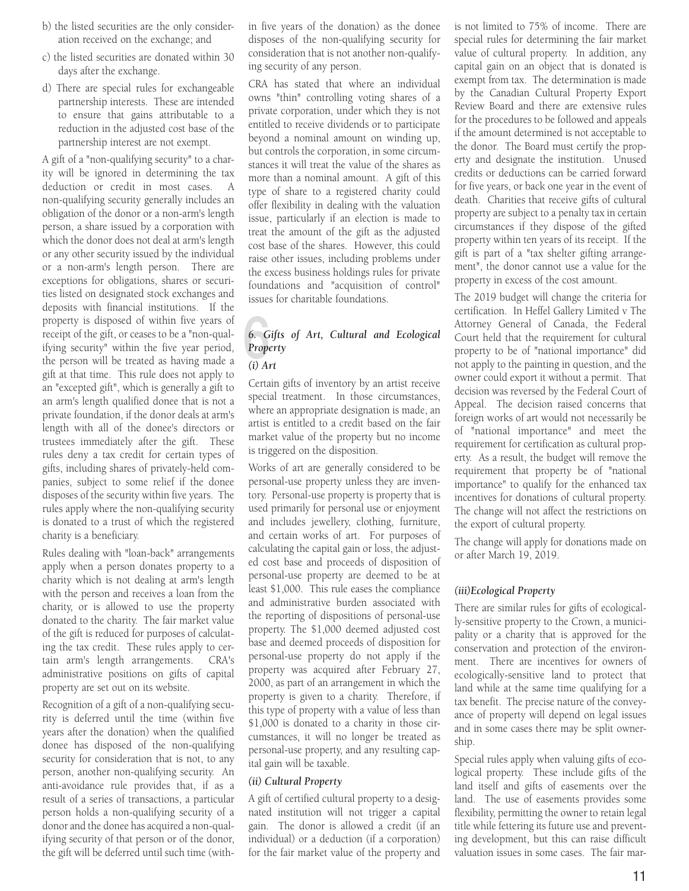b) the listed securities are the only consideration received on the exchange; and

c) the listed securities are donated within 30 days after the exchange.

d) There are special rules for exchangeable partnership interests. These are intended to ensure that gains attributable to a reduction in the adjusted cost base of the partnership interest are not exempt.

A gift of a "non-qualifying security" to a charity will be ignored in determining the tax deduction or credit in most cases. A non-qualifying security generally includes an obligation of the donor or a non-arm's length person, a share issued by a corporation with which the donor does not deal at arm's length or any other security issued by the individual or a non-arm's length person. There are exceptions for obligations, shares or securities listed on designated stock exchanges and deposits with financial institutions. If the property is disposed of within five years of receipt of the gift, or ceases to be a "non-qualifying security" within the five year period, the person will be treated as having made a gift at that time. This rule does not apply to an "excepted gift", which is generally a gift to an arm's length qualified donee that is not a private foundation, if the donor deals at arm's length with all of the donee's directors or trustees immediately after the gift. These rules deny a tax credit for certain types of gifts, including shares of privately-held companies, subject to some relief if the donee disposes of the security within five years. The rules apply where the non-qualifying security is donated to a trust of which the registered charity is a beneficiary.

Rules dealing with "loan-back" arrangements apply when a person donates property to a charity which is not dealing at arm's length with the person and receives a loan from the charity, or is allowed to use the property donated to the charity. The fair market value of the gift is reduced for purposes of calculating the tax credit. These rules apply to certain arm's length arrangements. CRA's administrative positions on gifts of capital property are set out on its website.

Recognition of a gift of a non-qualifying security is deferred until the time (within five years after the donation) when the qualified donee has disposed of the non-qualifying security for consideration that is not, to any person, another non-qualifying security. An anti-avoidance rule provides that, if as a result of a series of transactions, a particular person holds a non-qualifying security of a donor and the donee has acquired a non-qualifying security of that person or of the donor, the gift will be deferred until such time (within five years of the donation) as the donee disposes of the non-qualifying security for consideration that is not another non-qualifying security of any person.

CRA has stated that where an individual owns "thin" controlling voting shares of a private corporation, under which they is not entitled to receive dividends or to participate beyond a nominal amount on winding up, but controls the corporation, in some circumstances it will treat the value of the shares as more than a nominal amount. A gift of this type of share to a registered charity could offer flexibility in dealing with the valuation issue, particularly if an election is made to treat the amount of the gift as the adjusted cost base of the shares. However, this could raise other issues, including problems under the excess business holdings rules for private foundations and "acquisition of control" issues for charitable foundations.

## *6. Gifts of Art, Cultural and Ecological Property*

### *(i) Art*

Certain gifts of inventory by an artist receive special treatment. In those circumstances, where an appropriate designation is made, an artist is entitled to a credit based on the fair market value of the property but no income is triggered on the disposition.

Works of art are generally considered to be personal-use property unless they are inventory. Personal-use property is property that is used primarily for personal use or enjoyment and includes jewellery, clothing, furniture, and certain works of art. For purposes of calculating the capital gain or loss, the adjusted cost base and proceeds of disposition of personal-use property are deemed to be at least $1,000. This rule eases the compliance and administrative burden associated with the reporting of dispositions of personal-use property. The $1,000 deemed adjusted cost base and deemed proceeds of disposition for personal-use property do not apply if the property was acquired after February 27, 2000, as part of an arrangement in which the property is given to a charity. Therefore, if this type of property with a value of less than $1,000 is donated to a charity in those circumstances, it will no longer be treated as personal-use property, and any resulting capital gain will be taxable.

### *(ii) Cultural Property*

A gift of certified cultural property to a designated institution will not trigger a capital gain. The donor is allowed a credit (if an individual) or a deduction (if a corporation) for the fair market value of the property and is not limited to 75% of income. There are special rules for determining the fair market value of cultural property. In addition, any capital gain on an object that is donated is exempt from tax. The determination is made by the Canadian Cultural Property Export Review Board and there are extensive rules for the procedures to be followed and appeals if the amount determined is not acceptable to the donor. The Board must certify the property and designate the institution. Unused credits or deductions can be carried forward for five years, or back one year in the event of death. Charities that receive gifts of cultural property are subject to a penalty tax in certain circumstances if they dispose of the gifted property within ten years of its receipt. If the gift is part of a "tax shelter gifting arrangement", the donor cannot use a value for the property in excess of the cost amount.

The 2019 budget will change the criteria for certification. In Heffel Gallery Limited v The Attorney General of Canada, the Federal Court held that the requirement for cultural property to be of "national importance" did not apply to the painting in question, and the owner could export it without a permit. That decision was reversed by the Federal Court of Appeal. The decision raised concerns that foreign works of art would not necessarily be of "national importance" and meet the requirement for certification as cultural property. As a result, the budget will remove the requirement that property be of "national importance" to qualify for the enhanced tax incentives for donations of cultural property. The change will not affect the restrictions on the export of cultural property.

The change will apply for donations made on or after March 19, 2019.

### *(iii)Ecological Property*

There are similar rules for gifts of ecologically-sensitive property to the Crown, a municipality or a charity that is approved for the conservation and protection of the environment. There are incentives for owners of ecologically-sensitive land to protect that land while at the same time qualifying for a tax benefit. The precise nature of the conveyance of property will depend on legal issues and in some cases there may be split ownership.

Special rules apply when valuing gifts of ecological property. These include gifts of the land itself and gifts of easements over the land. The use of easements provides some flexibility, permitting the owner to retain legal title while fettering its future use and preventing development, but this can raise difficult valuation issues in some cases. The fair mar-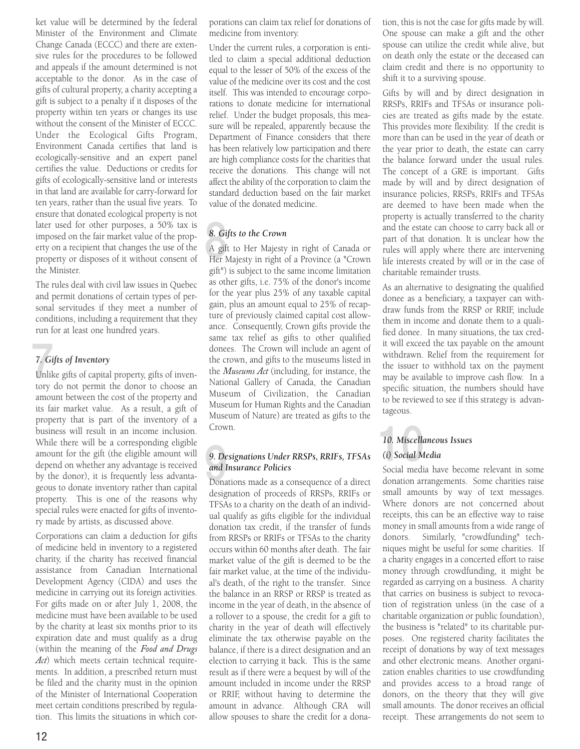ket value will be determined by the federal Minister of the Environment and Climate Change Canada (ECCC) and there are extensive rules for the procedures to be followed and appeals if the amount determined is not acceptable to the donor. As in the case of gifts of cultural property, a charity accepting a gift is subject to a penalty if it disposes of the property within ten years or changes its use without the consent of the Minister of ECCC. Under the Ecological Gifts Program, Environment Canada certifies that land is ecologically-sensitive and an expert panel certifies the value. Deductions or credits for gifts of ecologically-sensitive land or interests in that land are available for carry-forward for ten years, rather than the usual five years. To ensure that donated ecological property is not later used for other purposes, a 50% tax is imposed on the fair market value of the property on a recipient that changes the use of the property or disposes of it without consent of the Minister.

The rules deal with civil law issues in Quebec and permit donations of certain types of personal servitudes if they meet a number of conditions, including a requirement that they run for at least one hundred years.

### *7. Gifts of Inventory*

Unlike gifts of capital property, gifts of inventory do not permit the donor to choose an amount between the cost of the property and its fair market value. As a result, a gift of property that is part of the inventory of a business will result in an income inclusion. While there will be a corresponding eligible amount for the gift (the eligible amount will depend on whether any advantage is received by the donor), it is frequently less advantageous to donate inventory rather than capital property. This is one of the reasons why special rules were enacted for gifts of inventory made by artists, as discussed above.

Corporations can claim a deduction for gifts of medicine held in inventory to a registered charity, if the charity has received financial assistance from Canadian International Development Agency (CIDA) and uses the medicine in carrying out its foreign activities. For gifts made on or after July 1, 2008, the medicine must have been available to be used by the charity at least six months prior to its expiration date and must qualify as a drug (within the meaning of the *Food and Drugs Act*) which meets certain technical requirements. In addition, a prescribed return must be filed and the charity must in the opinion of the Minister of International Cooperation meet certain conditions prescribed by regulation. This limits the situations in which corporations can claim tax relief for donations of medicine from inventory.

Under the current rules, a corporation is entitled to claim a special additional deduction equal to the lesser of 50% of the excess of the value of the medicine over its cost and the cost itself. This was intended to encourage corporations to donate medicine for international relief. Under the budget proposals, this measure will be repealed, apparently because the Department of Finance considers that there has been relatively low participation and there are high compliance costs for the charities that receive the donations. This change will not affect the ability of the corporation to claim the standard deduction based on the fair market value of the donated medicine.

### *8. Gifts to the Crown*

A gift to Her Majesty in right of Canada or Her Majesty in right of a Province (a "Crown gift") is subject to the same income limitation as other gifts, i.e. 75% of the donor's income for the year plus 25% of any taxable capital gain, plus an amount equal to 25% of recapture of previously claimed capital cost allowance. Consequently, Crown gifts provide the same tax relief as gifts to other qualified donees. The Crown will include an agent of the crown, and gifts to the museums listed in the *Museums Act* (including, for instance, the National Gallery of Canada, the Canadian Museum of Civilization, the Canadian Museum for Human Rights and the Canadian Museum of Nature) are treated as gifts to the Crown.

### *9. Designations Under RRSPs, RRIFs, TFSAs and Insurance Policies*

Donations made as a consequence of a direct designation of proceeds of RRSPs, RRIFs or TFSAs to a charity on the death of an individual qualify as gifts eligible for the individual donation tax credit, if the transfer of funds from RRSPs or RRIFs or TFSAs to the charity occurs within 60 months after death. The fair market value of the gift is deemed to be the fair market value, at the time of the individual's death, of the right to the transfer. Since the balance in an RRSP or RRSP is treated as income in the year of death, in the absence of a rollover to a spouse, the credit for a gift to charity in the year of death will effectively eliminate the tax otherwise payable on the balance, if there is a direct designation and an election to carrying it back. This is the same result as if there were a bequest by will of the amount included in income under the RRSP or RRIF, without having to determine the amount in advance. Although CRA will allow spouses to share the credit for a donation, this is not the case for gifts made by will. One spouse can make a gift and the other spouse can utilize the credit while alive, but on death only the estate or the deceased can claim credit and there is no opportunity to shift it to a surviving spouse.

Gifts by will and by direct designation in RRSPs, RRIFs and TFSAs or insurance policies are treated as gifts made by the estate. This provides more flexibility. If the credit is more than can be used in the year of death or the year prior to death, the estate can carry the balance forward under the usual rules. The concept of a GRE is important. Gifts made by will and by direct designation of insurance policies, RRSPs, RRIFs and TFSAs are deemed to have been made when the property is actually transferred to the charity and the estate can choose to carry back all or part of that donation. It is unclear how the rules will apply where there are intervening life interests created by will or in the case of charitable remainder trusts.

As an alternative to designating the qualified donee as a beneficiary, a taxpayer can withdraw funds from the RRSP or RRIF, include them in income and donate them to a qualified donee. In many situations, the tax credit will exceed the tax payable on the amount withdrawn. Relief from the requirement for the issuer to withhold tax on the payment may be available to improve cash flow. In a specific situation, the numbers should have to be reviewed to see if this strategy is advantageous.

### *10. Miscellaneous Issues*

#### *(i) Social Media*

Social media have become relevant in some donation arrangements. Some charities raise small amounts by way of text messages. Where donors are not concerned about receipts, this can be an effective way to raise money in small amounts from a wide range of donors. Similarly, "crowdfunding" techniques might be useful for some charities. If a charity engages in a concerted effort to raise money through crowdfunding, it might be regarded as carrying on a business. A charity that carries on business is subject to revocation of registration unless (in the case of a charitable organization or public foundation), the business is "related" to its charitable purposes. One registered charity facilitates the receipt of donations by way of text messages and other electronic means. Another organization enables charities to use crowdfunding and provides access to a broad range of donors, on the theory that they will give small amounts. The donor receives an official receipt. These arrangements do not seem to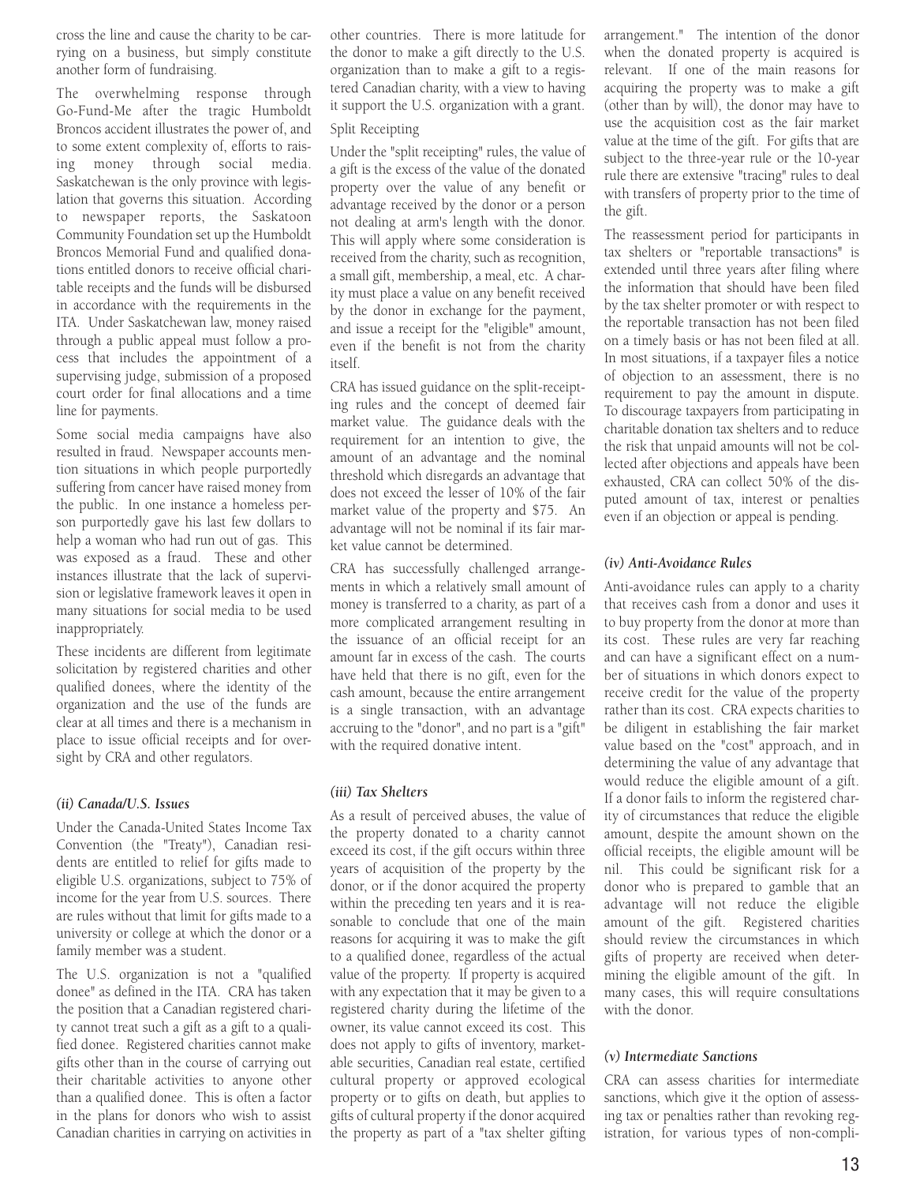cross the line and cause the charity to be carrying on a business, but simply constitute another form of fundraising.

The overwhelming response through Go-Fund-Me after the tragic Humboldt Broncos accident illustrates the power of, and to some extent complexity of, efforts to raising money through social media. Saskatchewan is the only province with legislation that governs this situation. According to newspaper reports, the Saskatoon Community Foundation set up the Humboldt Broncos Memorial Fund and qualified donations entitled donors to receive official charitable receipts and the funds will be disbursed in accordance with the requirements in the ITA. Under Saskatchewan law, money raised through a public appeal must follow a process that includes the appointment of a supervising judge, submission of a proposed court order for final allocations and a time line for payments.

Some social media campaigns have also resulted in fraud. Newspaper accounts mention situations in which people purportedly suffering from cancer have raised money from the public. In one instance a homeless person purportedly gave his last few dollars to help a woman who had run out of gas. This was exposed as a fraud. These and other instances illustrate that the lack of supervision or legislative framework leaves it open in many situations for social media to be used inappropriately.

These incidents are different from legitimate solicitation by registered charities and other qualified donees, where the identity of the organization and the use of the funds are clear at all times and there is a mechanism in place to issue official receipts and for oversight by CRA and other regulators.

### *(ii) Canada/U.S. Issues*

Under the Canada-United States Income Tax Convention (the "Treaty"), Canadian residents are entitled to relief for gifts made to eligible U.S. organizations, subject to 75% of income for the year from U.S. sources. There are rules without that limit for gifts made to a university or college at which the donor or a family member was a student.

The U.S. organization is not a "qualified donee" as defined in the ITA. CRA has taken the position that a Canadian registered charity cannot treat such a gift as a gift to a qualified donee. Registered charities cannot make gifts other than in the course of carrying out their charitable activities to anyone other than a qualified donee. This is often a factor in the plans for donors who wish to assist Canadian charities in carrying on activities in other countries. There is more latitude for the donor to make a gift directly to the U.S. organization than to make a gift to a registered Canadian charity, with a view to having it support the U.S. organization with a grant.

Split Receipting

Under the "split receipting" rules, the value of a gift is the excess of the value of the donated property over the value of any benefit or advantage received by the donor or a person not dealing at arm's length with the donor. This will apply where some consideration is received from the charity, such as recognition, a small gift, membership, a meal, etc. A charity must place a value on any benefit received by the donor in exchange for the payment, and issue a receipt for the "eligible" amount, even if the benefit is not from the charity itself.

CRA has issued guidance on the split-receipting rules and the concept of deemed fair market value. The guidance deals with the requirement for an intention to give, the amount of an advantage and the nominal threshold which disregards an advantage that does not exceed the lesser of 10% of the fair market value of the property and $75. An advantage will not be nominal if its fair market value cannot be determined.

CRA has successfully challenged arrangements in which a relatively small amount of money is transferred to a charity, as part of a more complicated arrangement resulting in the issuance of an official receipt for an amount far in excess of the cash. The courts have held that there is no gift, even for the cash amount, because the entire arrangement is a single transaction, with an advantage accruing to the "donor", and no part is a "gift" with the required donative intent.

### *(iii) Tax Shelters*

As a result of perceived abuses, the value of the property donated to a charity cannot exceed its cost, if the gift occurs within three years of acquisition of the property by the donor, or if the donor acquired the property within the preceding ten years and it is reasonable to conclude that one of the main reasons for acquiring it was to make the gift to a qualified donee, regardless of the actual value of the property. If property is acquired with any expectation that it may be given to a registered charity during the lifetime of the owner, its value cannot exceed its cost. This does not apply to gifts of inventory, marketable securities, Canadian real estate, certified cultural property or approved ecological property or to gifts on death, but applies to gifts of cultural property if the donor acquired the property as part of a "tax shelter gifting arrangement." The intention of the donor when the donated property is acquired is relevant. If one of the main reasons for acquiring the property was to make a gift (other than by will), the donor may have to use the acquisition cost as the fair market value at the time of the gift. For gifts that are subject to the three-year rule or the 10-year rule there are extensive "tracing" rules to deal with transfers of property prior to the time of the gift.

The reassessment period for participants in tax shelters or "reportable transactions" is extended until three years after filing where the information that should have been filed by the tax shelter promoter or with respect to the reportable transaction has not been filed on a timely basis or has not been filed at all. In most situations, if a taxpayer files a notice of objection to an assessment, there is no requirement to pay the amount in dispute. To discourage taxpayers from participating in charitable donation tax shelters and to reduce the risk that unpaid amounts will not be collected after objections and appeals have been exhausted, CRA can collect 50% of the disputed amount of tax, interest or penalties even if an objection or appeal is pending.

### *(iv) Anti-Avoidance Rules*

Anti-avoidance rules can apply to a charity that receives cash from a donor and uses it to buy property from the donor at more than its cost. These rules are very far reaching and can have a significant effect on a number of situations in which donors expect to receive credit for the value of the property rather than its cost. CRA expects charities to be diligent in establishing the fair market value based on the "cost" approach, and in determining the value of any advantage that would reduce the eligible amount of a gift. If a donor fails to inform the registered charity of circumstances that reduce the eligible amount, despite the amount shown on the official receipts, the eligible amount will be nil. This could be significant risk for a donor who is prepared to gamble that an advantage will not reduce the eligible amount of the gift. Registered charities should review the circumstances in which gifts of property are received when determining the eligible amount of the gift. In many cases, this will require consultations with the donor.

### *(v) Intermediate Sanctions*

CRA can assess charities for intermediate sanctions, which give it the option of assessing tax or penalties rather than revoking registration, for various types of non-compli-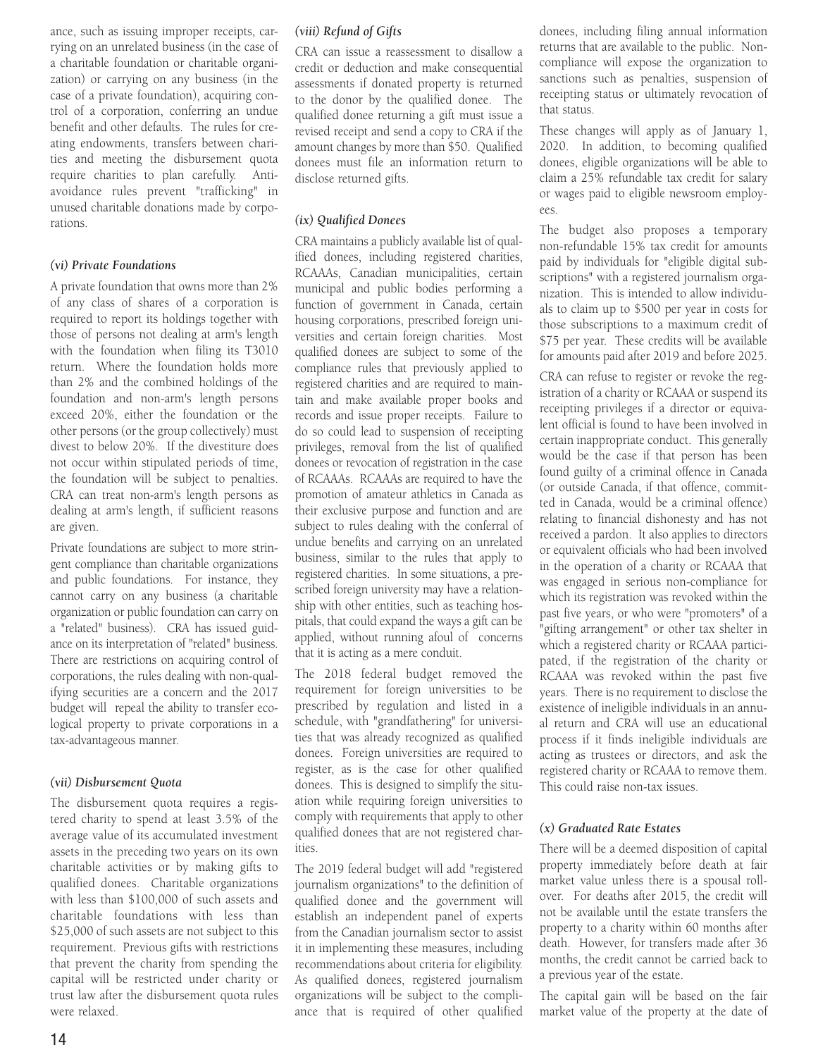ance, such as issuing improper receipts, carrying on an unrelated business (in the case of a charitable foundation or charitable organization) or carrying on any business (in the case of a private foundation), acquiring control of a corporation, conferring an undue benefit and other defaults. The rules for creating endowments, transfers between charities and meeting the disbursement quota require charities to plan carefully. Anti-avoidance rules prevent "trafficking" in unused charitable donations made by corporations.

### *(vi) Private Foundations*

A private foundation that owns more than 2% of any class of shares of a corporation is required to report its holdings together with those of persons not dealing at arm's length with the foundation when filing its T3010 return. Where the foundation holds more than 2% and the combined holdings of the foundation and non-arm's length persons exceed 20%, either the foundation or the other persons (or the group collectively) must divest to below 20%. If the divestiture does not occur within stipulated periods of time, the foundation will be subject to penalties. CRA can treat non-arm's length persons as dealing at arm's length, if sufficient reasons are given.

Private foundations are subject to more stringent compliance than charitable organizations and public foundations. For instance, they cannot carry on any business (a charitable organization or public foundation can carry on a "related" business). CRA has issued guidance on its interpretation of "related" business. There are restrictions on acquiring control of corporations, the rules dealing with non-qualifying securities are a concern and the 2017 budget will repeal the ability to transfer ecological property to private corporations in a tax-advantageous manner.

### *(vii) Disbursement Quota*

The disbursement quota requires a registered charity to spend at least 3.5% of the average value of its accumulated investment assets in the preceding two years on its own charitable activities or by making gifts to qualified donees. Charitable organizations with less than $100,000 of such assets and charitable foundations with less than $25,000 of such assets are not subject to this requirement. Previous gifts with restrictions that prevent the charity from spending the capital will be restricted under charity or trust law after the disbursement quota rules were relaxed.

### *(viii) Refund of Gifts*

CRA can issue a reassessment to disallow a credit or deduction and make consequential assessments if donated property is returned to the donor by the qualified donee. The qualified donee returning a gift must issue a revised receipt and send a copy to CRA if the amount changes by more than $50. Qualified donees must file an information return to disclose returned gifts.

### *(ix) Qualified Donees*

CRA maintains a publicly available list of qualified donees, including registered charities, RCAAAs, Canadian municipalities, certain municipal and public bodies performing a function of government in Canada, certain housing corporations, prescribed foreign universities and certain foreign charities. Most qualified donees are subject to some of the compliance rules that previously applied to registered charities and are required to maintain and make available proper books and records and issue proper receipts. Failure to do so could lead to suspension of receipting privileges, removal from the list of qualified donees or revocation of registration in the case of RCAAAs. RCAAAs are required to have the promotion of amateur athletics in Canada as their exclusive purpose and function and are subject to rules dealing with the conferral of undue benefits and carrying on an unrelated business, similar to the rules that apply to registered charities. In some situations, a prescribed foreign university may have a relationship with other entities, such as teaching hospitals, that could expand the ways a gift can be applied, without running afoul of concerns that it is acting as a mere conduit.

The 2018 federal budget removed the requirement for foreign universities to be prescribed by regulation and listed in a schedule, with "grandfathering" for universities that was already recognized as qualified donees. Foreign universities are required to register, as is the case for other qualified donees. This is designed to simplify the situation while requiring foreign universities to comply with requirements that apply to other qualified donees that are not registered charities.

The 2019 federal budget will add "registered journalism organizations" to the definition of qualified donee and the government will establish an independent panel of experts from the Canadian journalism sector to assist it in implementing these measures, including recommendations about criteria for eligibility. As qualified donees, registered journalism organizations will be subject to the compliance that is required of other qualified donees, including filing annual information returns that are available to the public. Non-compliance will expose the organization to sanctions such as penalties, suspension of receipting status or ultimately revocation of that status.

These changes will apply as of January 1, 2020. In addition, to becoming qualified donees, eligible organizations will be able to claim a 25% refundable tax credit for salary or wages paid to eligible newsroom employees.

The budget also proposes a temporary non-refundable 15% tax credit for amounts paid by individuals for "eligible digital subscriptions" with a registered journalism organization. This is intended to allow individuals to claim up to $500 per year in costs for those subscriptions to a maximum credit of $75 per year. These credits will be available for amounts paid after 2019 and before 2025.

CRA can refuse to register or revoke the registration of a charity or RCAAA or suspend its receipting privileges if a director or equivalent official is found to have been involved in certain inappropriate conduct. This generally would be the case if that person has been found guilty of a criminal offence in Canada (or outside Canada, if that offence, committed in Canada, would be a criminal offence) relating to financial dishonesty and has not received a pardon. It also applies to directors or equivalent officials who had been involved in the operation of a charity or RCAAA that was engaged in serious non-compliance for which its registration was revoked within the past five years, or who were "promoters" of a "gifting arrangement" or other tax shelter in which a registered charity or RCAAA participated, if the registration of the charity or RCAAA was revoked within the past five years. There is no requirement to disclose the existence of ineligible individuals in an annual return and CRA will use an educational process if it finds ineligible individuals are acting as trustees or directors, and ask the registered charity or RCAAA to remove them. This could raise non-tax issues.

### *(x) Graduated Rate Estates*

There will be a deemed disposition of capital property immediately before death at fair market value unless there is a spousal rollover. For deaths after 2015, the credit will not be available until the estate transfers the property to a charity within 60 months after death. However, for transfers made after 36 months, the credit cannot be carried back to a previous year of the estate.

The capital gain will be based on the fair market value of the property at the date of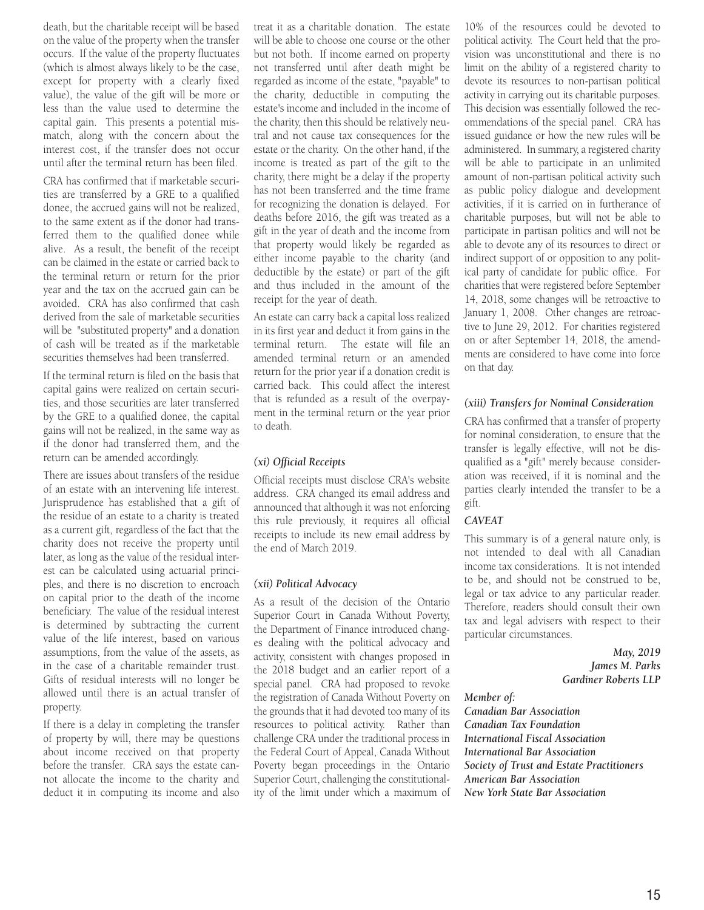death, but the charitable receipt will be based on the value of the property when the transfer occurs. If the value of the property fluctuates (which is almost always likely to be the case, except for property with a clearly fixed value), the value of the gift will be more or less than the value used to determine the capital gain. This presents a potential mismatch, along with the concern about the interest cost, if the transfer does not occur until after the terminal return has been filed.

CRA has confirmed that if marketable securities are transferred by a GRE to a qualified donee, the accrued gains will not be realized, to the same extent as if the donor had transferred them to the qualified donee while alive. As a result, the benefit of the receipt can be claimed in the estate or carried back to the terminal return or return for the prior year and the tax on the accrued gain can be avoided. CRA has also confirmed that cash derived from the sale of marketable securities will be "substituted property" and a donation of cash will be treated as if the marketable securities themselves had been transferred.

If the terminal return is filed on the basis that capital gains were realized on certain securities, and those securities are later transferred by the GRE to a qualified donee, the capital gains will not be realized, in the same way as if the donor had transferred them, and the return can be amended accordingly.

There are issues about transfers of the residue of an estate with an intervening life interest. Jurisprudence has established that a gift of the residue of an estate to a charity is treated as a current gift, regardless of the fact that the charity does not receive the property until later, as long as the value of the residual interest can be calculated using actuarial principles, and there is no discretion to encroach on capital prior to the death of the income beneficiary. The value of the residual interest is determined by subtracting the current value of the life interest, based on various assumptions, from the value of the assets, as in the case of a charitable remainder trust. Gifts of residual interests will no longer be allowed until there is an actual transfer of property.

If there is a delay in completing the transfer of property by will, there may be questions about income received on that property before the transfer. CRA says the estate cannot allocate the income to the charity and deduct it in computing its income and also treat it as a charitable donation. The estate will be able to choose one course or the other but not both. If income earned on property not transferred until after death might be regarded as income of the estate, "payable" to the charity, deductible in computing the estate's income and included in the income of the charity, then this should be relatively neutral and not cause tax consequences for the estate or the charity. On the other hand, if the income is treated as part of the gift to the charity, there might be a delay if the property has not been transferred and the time frame for recognizing the donation is delayed. For deaths before 2016, the gift was treated as a gift in the year of death and the income from that property would likely be regarded as either income payable to the charity (and deductible by the estate) or part of the gift and thus included in the amount of the receipt for the year of death.

An estate can carry back a capital loss realized in its first year and deduct it from gains in the terminal return. The estate will file an amended terminal return or an amended return for the prior year if a donation credit is carried back. This could affect the interest that is refunded as a result of the overpayment in the terminal return or the year prior to death.

### *(xi) Official Receipts*

Official receipts must disclose CRA's website address. CRA changed its email address and announced that although it was not enforcing this rule previously, it requires all official receipts to include its new email address by the end of March 2019.

### *(xii) Political Advocacy*

As a result of the decision of the Ontario Superior Court in Canada Without Poverty, the Department of Finance introduced changes dealing with the political advocacy and activity, consistent with changes proposed in the 2018 budget and an earlier report of a special panel. CRA had proposed to revoke the registration of Canada Without Poverty on the grounds that it had devoted too many of its resources to political activity. Rather than challenge CRA under the traditional process in the Federal Court of Appeal, Canada Without Poverty began proceedings in the Ontario Superior Court, challenging the constitutionality of the limit under which a maximum of 10% of the resources could be devoted to political activity. The Court held that the provision was unconstitutional and there is no limit on the ability of a registered charity to devote its resources to non-partisan political activity in carrying out its charitable purposes. This decision was essentially followed the recommendations of the special panel. CRA has issued guidance or how the new rules will be administered. In summary, a registered charity will be able to participate in an unlimited amount of non-partisan political activity such as public policy dialogue and development activities, if it is carried on in furtherance of charitable purposes, but will not be able to participate in partisan politics and will not be able to devote any of its resources to direct or indirect support of or opposition to any political party of candidate for public office. For charities that were registered before September 14, 2018, some changes will be retroactive to January 1, 2008. Other changes are retroactive to June 29, 2012. For charities registered on or after September 14, 2018, the amendments are considered to have come into force on that day.

### *(xiii) Transfers for Nominal Consideration*

CRA has confirmed that a transfer of property for nominal consideration, to ensure that the transfer is legally effective, will not be disqualified as a "gift" merely because consideration was received, if it is nominal and the parties clearly intended the transfer to be a gift.

### *CAVEAT*

This summary is of a general nature only, is not intended to deal with all Canadian income tax considerations. It is not intended to be, and should not be construed to be, legal or tax advice to any particular reader. Therefore, readers should consult their own tax and legal advisers with respect to their particular circumstances.

*May, 2019*
***James M. Parks***
***Gardiner Roberts LLP***

***Member of:***
***Canadian Bar Association***
***Canadian Tax Foundation***
***International Fiscal Association***
***International Bar Association***
***Society of Trust and Estate Practitioners***
***American Bar Association***
***New York State Bar Association***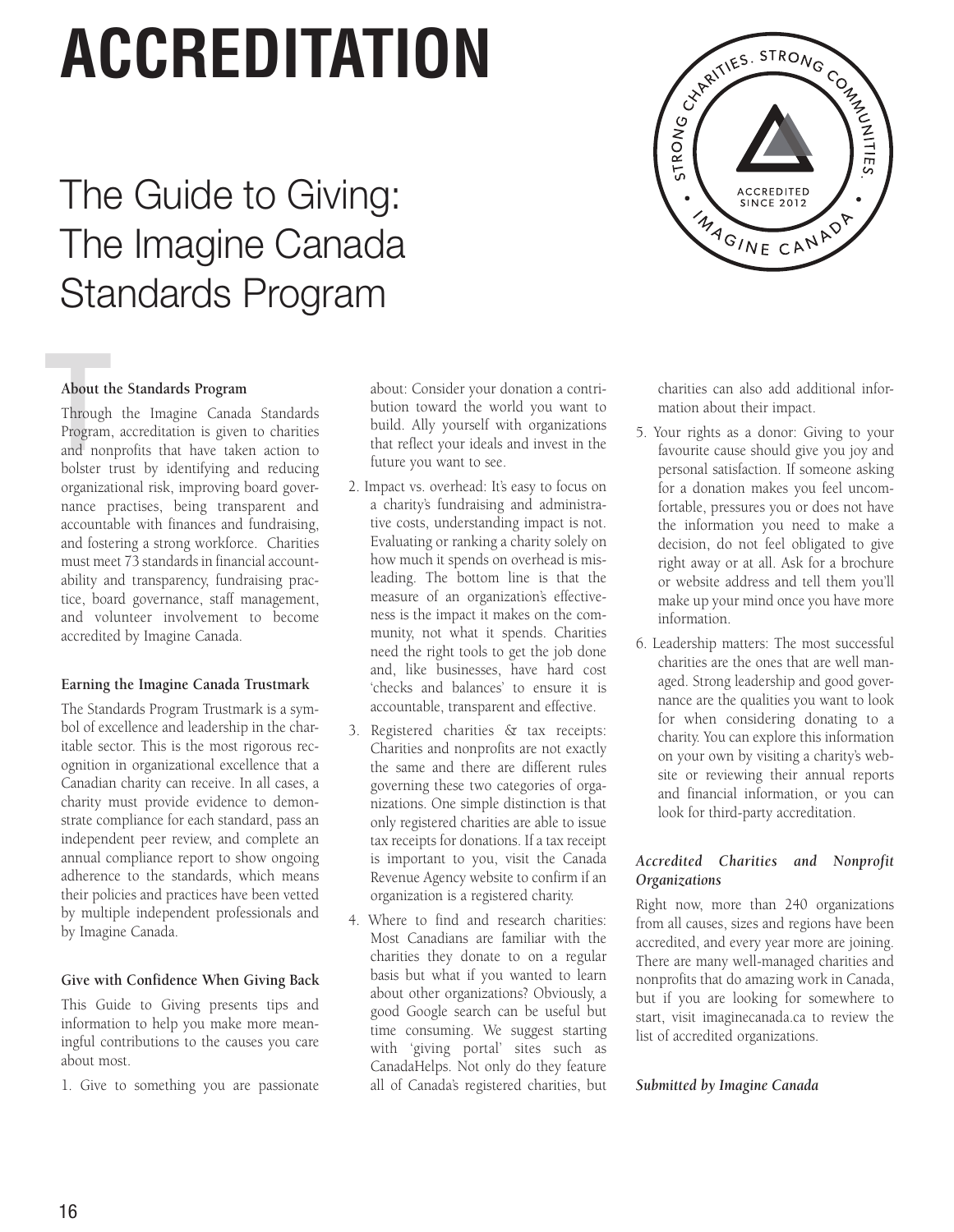# ACCREDITATION

## The Guide to Giving: The Imagine Canada Standards Program

**About the Standards Program**

Through the Imagine Canada Standards Program, accreditation is given to charities and nonprofits that have taken action to bolster trust by identifying and reducing organizational risk, improving board governance practises, being transparent and accountable with finances and fundraising, and fostering a strong workforce. Charities must meet 73 standards in financial accountability and transparency, fundraising practice, board governance, staff management, and volunteer involvement to become accredited by Imagine Canada.

**Earning the Imagine Canada Trustmark**

The Standards Program Trustmark is a symbol of excellence and leadership in the charitable sector. This is the most rigorous recognition in organizational excellence that a Canadian charity can receive. In all cases, a charity must provide evidence to demonstrate compliance for each standard, pass an independent peer review, and complete an annual compliance report to show ongoing adherence to the standards, which means their policies and practices have been vetted by multiple independent professionals and by Imagine Canada.

**Give with Confidence When Giving Back**

This Guide to Giving presents tips and information to help you make more meaningful contributions to the causes you care about most.

1. Give to something you are passionate about: Consider your donation a contribution toward the world you want to build. Ally yourself with organizations that reflect your ideals and invest in the future you want to see.
2. Impact vs. overhead: It's easy to focus on a charity's fundraising and administrative costs, understanding impact is not. Evaluating or ranking a charity solely on how much it spends on overhead is misleading. The bottom line is that the measure of an organization's effectiveness is the impact it makes on the community, not what it spends. Charities need the right tools to get the job done and, like businesses, have hard cost 'checks and balances' to ensure it is accountable, transparent and effective.
3. Registered charities & tax receipts: Charities and nonprofits are not exactly the same and there are different rules governing these two categories of organizations. One simple distinction is that only registered charities are able to issue tax receipts for donations. If a tax receipt is important to you, visit the Canada Revenue Agency website to confirm if an organization is a registered charity.
4. Where to find and research charities: Most Canadians are familiar with the charities they donate to on a regular basis but what if you wanted to learn about other organizations? Obviously, a good Google search can be useful but time consuming. We suggest starting with 'giving portal' sites such as CanadaHelps. Not only do they feature all of Canada's registered charities, but charities can also add additional information about their impact.
5. Your rights as a donor: Giving to your favourite cause should give you joy and personal satisfaction. If someone asking for a donation makes you feel uncomfortable, pressures you or does not have the information you need to make a decision, do not feel obligated to give right away or at all. Ask for a brochure or website address and tell them you'll make up your mind once you have more information.
6. Leadership matters: The most successful charities are the ones that are well managed. Strong leadership and good governance are the qualities you want to look for when considering donating to a charity. You can explore this information on your own by visiting a charity's website or reviewing their annual reports and financial information, or you can look for third-party accreditation.

***Accredited Charities and Nonprofit Organizations***

Right now, more than 240 organizations from all causes, sizes and regions have been accredited, and every year more are joining. There are many well-managed charities and nonprofits that do amazing work in Canada, but if you are looking for somewhere to start, visit imaginecanada.ca to review the list of accredited organizations.

***Submitted by Imagine Canada***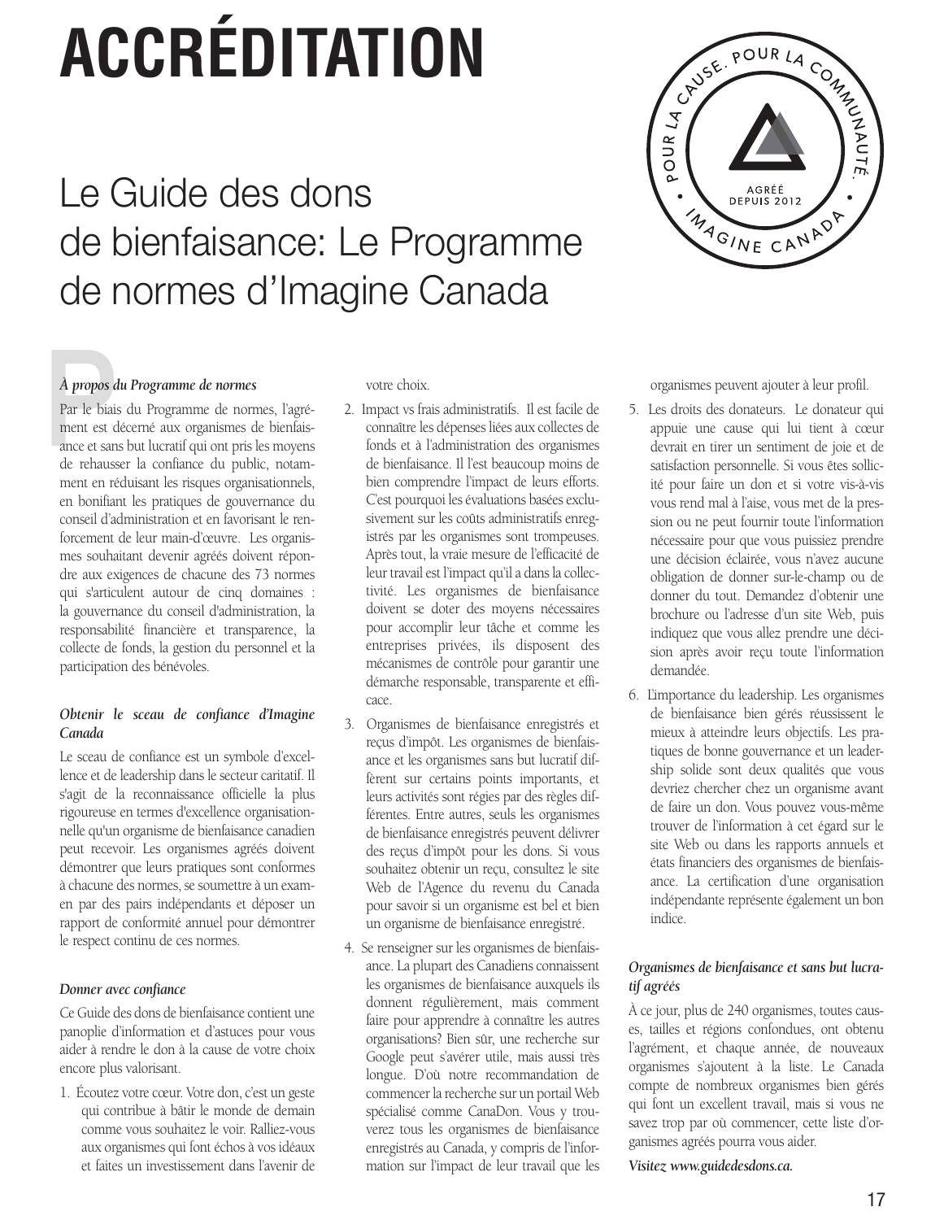# ACCRÉDITATION

## Le Guide des dons de bienfaisance: Le Programme de normes d'Imagine Canada

*À propos du Programme de normes*

Par le biais du Programme de normes, l'agrément est décerné aux organismes de bienfaisance et sans but lucratif qui ont pris les moyens de rehausser la confiance du public, notamment en réduisant les risques organisationnels, en bonifiant les pratiques de gouvernance du conseil d'administration et en favorisant le renforcement de leur main-d'œuvre. Les organismes souhaitant devenir agréés doivent répondre aux exigences de chacune des 73 normes qui s'articulent autour de cinq domaines : la gouvernance du conseil d'administration, la responsabilité financière et transparence, la collecte de fonds, la gestion du personnel et la participation des bénévoles.

*Obtenir le sceau de confiance d'Imagine Canada*

Le sceau de confiance est un symbole d'excellence et de leadership dans le secteur caritatif. Il s'agit de la reconnaissance officielle la plus rigoureuse en termes d'excellence organisationnelle qu'un organisme de bienfaisance canadien peut recevoir. Les organismes agréés doivent démontrer que leurs pratiques sont conformes à chacune des normes, se soumettre à un examen par des pairs indépendants et déposer un rapport de conformité annuel pour démontrer le respect continu de ces normes.

*Donner avec confiance*

Ce Guide des dons de bienfaisance contient une panoplie d'information et d'astuces pour vous aider à rendre le don à la cause de votre choix encore plus valorisant.

1. Écoutez votre cœur. Votre don, c'est un geste qui contribue à bâtir le monde de demain comme vous souhaitez le voir. Ralliez-vous aux organismes qui font échos à vos idéaux et faites un investissement dans l'avenir de votre choix.
2. Impact vs frais administratifs. Il est facile de connaître les dépenses liées aux collectes de fonds et à l'administration des organismes de bienfaisance. Il l'est beaucoup moins de bien comprendre l'impact de leurs efforts. C'est pourquoi les évaluations basées exclusivement sur les coûts administratifs enregistrés par les organismes sont trompeuses. Après tout, la vraie mesure de l'efficacité de leur travail est l'impact qu'il a dans la collectivité. Les organismes de bienfaisance doivent se doter des moyens nécessaires pour accomplir leur tâche et comme les entreprises privées, ils disposent des mécanismes de contrôle pour garantir une démarche responsable, transparente et efficace.
3. Organismes de bienfaisance enregistrés et reçus d'impôt. Les organismes de bienfaisance et les organismes sans but lucratif diffèrent sur certains points importants, et leurs activités sont régies par des règles différentes. Entre autres, seuls les organismes de bienfaisance enregistrés peuvent délivrer des reçus d'impôt pour les dons. Si vous souhaitez obtenir un reçu, consultez le site Web de l'Agence du revenu du Canada pour savoir si un organisme est bel et bien un organisme de bienfaisance enregistré.
4. Se renseigner sur les organismes de bienfaisance. La plupart des Canadiens connaissent les organismes de bienfaisance auxquels ils donnent régulièrement, mais comment faire pour apprendre à connaître les autres organisations? Bien sûr, une recherche sur Google peut s'avérer utile, mais aussi très longue. D'où notre recommandation de commencer la recherche sur un portail Web spécialisé comme CanaDon. Vous y trouverez tous les organismes de bienfaisance enregistrés au Canada, y compris de l'information sur l'impact de leur travail que les organismes peuvent ajouter à leur profil.
5. Les droits des donateurs. Le donateur qui appuie une cause qui lui tient à cœur devrait en tirer un sentiment de joie et de satisfaction personnelle. Si vous êtes sollicité pour faire un don et si votre vis-à-vis vous rend mal à l'aise, vous met de la pression ou ne peut fournir toute l'information nécessaire pour que vous puissiez prendre une décision éclairée, vous n'avez aucune obligation de donner sur-le-champ ou de donner du tout. Demandez d'obtenir une brochure ou l'adresse d'un site Web, puis indiquez que vous allez prendre une décision après avoir reçu toute l'information demandée.
6. L'importance du leadership. Les organismes de bienfaisance bien gérés réussissent le mieux à atteindre leurs objectifs. Les pratiques de bonne gouvernance et un leadership solide sont deux qualités que vous devriez chercher chez un organisme avant de faire un don. Vous pouvez vous-même trouver de l'information à cet égard sur le site Web ou dans les rapports annuels et états financiers des organismes de bienfaisance. La certification d'une organisation indépendante représente également un bon indice.

*Organismes de bienfaisance et sans but lucratif agréés*

À ce jour, plus de 240 organismes, toutes causes, tailles et régions confondues, ont obtenu l'agrément, et chaque année, de nouveaux organismes s'ajoutent à la liste. Le Canada compte de nombreux organismes bien gérés qui font un excellent travail, mais si vous ne savez trop par où commencer, cette liste d'organismes agréés pourra vous aider.

***Visitez www.guidedesdons.ca.***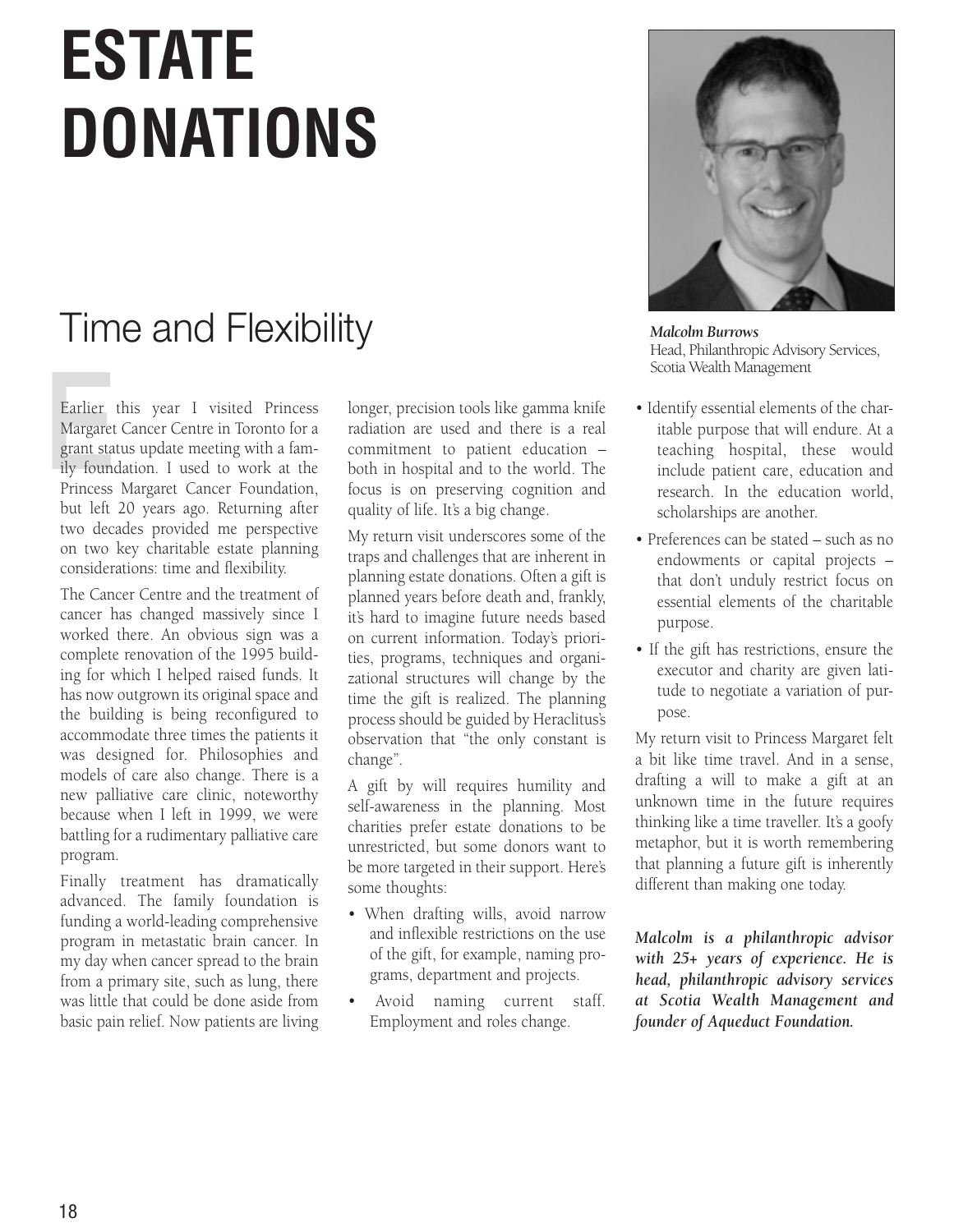# ESTATE DONATIONS

## Time and Flexibility

*Malcolm Burrows*
Head, Philanthropic Advisory Services, Scotia Wealth Management

Earlier this year I visited Princess Margaret Cancer Centre in Toronto for a grant status update meeting with a family foundation. I used to work at the Princess Margaret Cancer Foundation, but left 20 years ago. Returning after two decades provided me perspective on two key charitable estate planning considerations: time and flexibility.

The Cancer Centre and the treatment of cancer has changed massively since I worked there. An obvious sign was a complete renovation of the 1995 building for which I helped raised funds. It has now outgrown its original space and the building is being reconfigured to accommodate three times the patients it was designed for. Philosophies and models of care also change. There is a new palliative care clinic, noteworthy because when I left in 1999, we were battling for a rudimentary palliative care program.

Finally treatment has dramatically advanced. The family foundation is funding a world-leading comprehensive program in metastatic brain cancer. In my day when cancer spread to the brain from a primary site, such as lung, there was little that could be done aside from basic pain relief. Now patients are living longer, precision tools like gamma knife radiation are used and there is a real commitment to patient education – both in hospital and to the world. The focus is on preserving cognition and quality of life. It's a big change.

My return visit underscores some of the traps and challenges that are inherent in planning estate donations. Often a gift is planned years before death and, frankly, it's hard to imagine future needs based on current information. Today's priorities, programs, techniques and organizational structures will change by the time the gift is realized. The planning process should be guided by Heraclitus's observation that "the only constant is change".

A gift by will requires humility and self-awareness in the planning. Most charities prefer estate donations to be unrestricted, but some donors want to be more targeted in their support. Here's some thoughts:

- When drafting wills, avoid narrow and inflexible restrictions on the use of the gift, for example, naming programs, department and projects.
- Avoid naming current staff. Employment and roles change.
- Identify essential elements of the charitable purpose that will endure. At a teaching hospital, these would include patient care, education and research. In the education world, scholarships are another.
- Preferences can be stated – such as no endowments or capital projects – that don't unduly restrict focus on essential elements of the charitable purpose.
- If the gift has restrictions, ensure the executor and charity are given latitude to negotiate a variation of purpose.

My return visit to Princess Margaret felt a bit like time travel. And in a sense, drafting a will to make a gift at an unknown time in the future requires thinking like a time traveller. It's a goofy metaphor, but it is worth remembering that planning a future gift is inherently different than making one today.

***Malcolm is a philanthropic advisor with 25+ years of experience. He is head, philanthropic advisory services at Scotia Wealth Management and founder of Aqueduct Foundation.***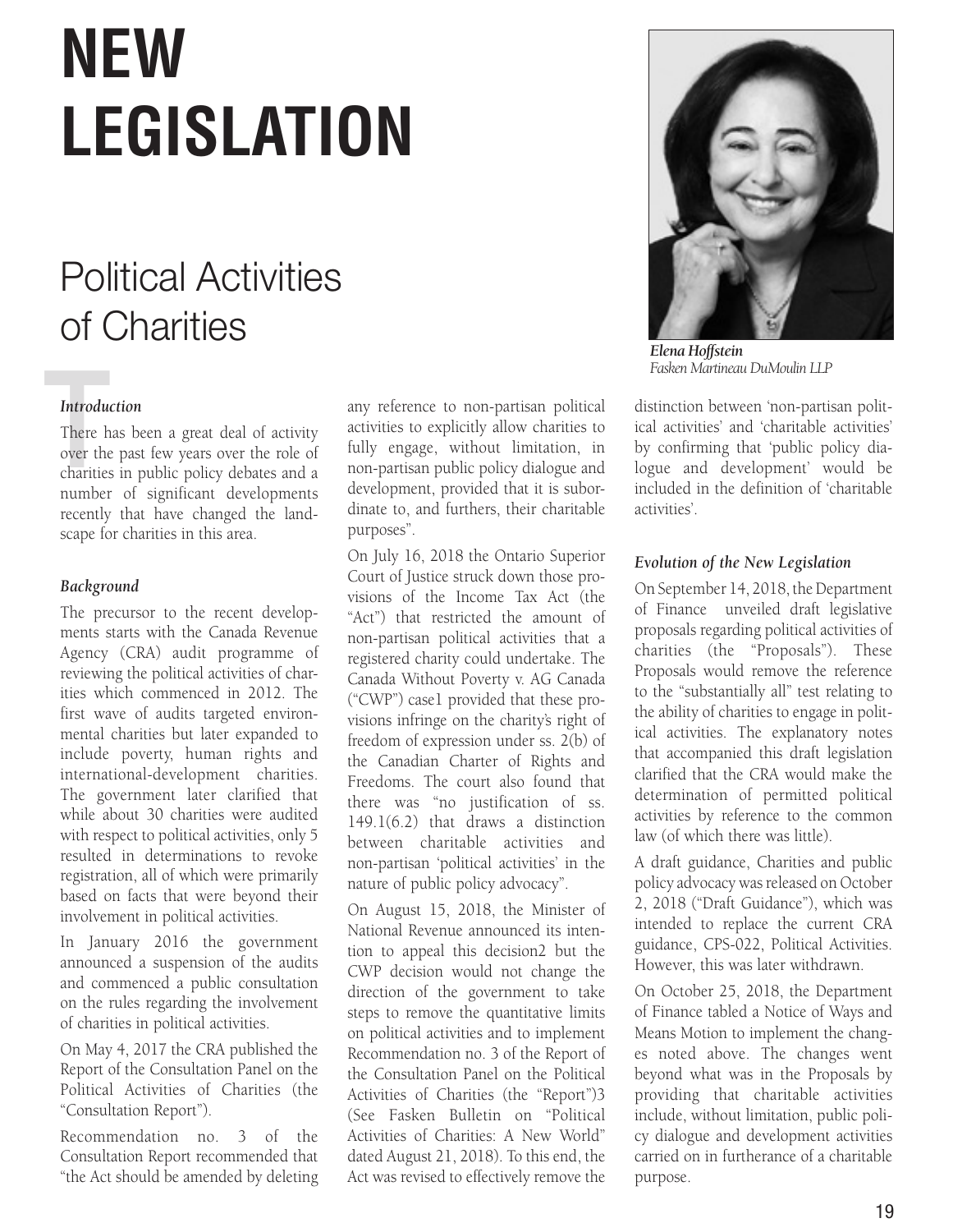# NEW LEGISLATION

## Political Activities of Charities

*Elena Hoffstein*
*Fasken Martineau DuMoulin LLP*

### *Introduction*

There has been a great deal of activity over the past few years over the role of charities in public policy debates and a number of significant developments recently that have changed the landscape for charities in this area.

### *Background*

The precursor to the recent developments starts with the Canada Revenue Agency (CRA) audit programme of reviewing the political activities of charities which commenced in 2012. The first wave of audits targeted environmental charities but later expanded to include poverty, human rights and international-development charities. The government later clarified that while about 30 charities were audited with respect to political activities, only 5 resulted in determinations to revoke registration, all of which were primarily based on facts that were beyond their involvement in political activities.

In January 2016 the government announced a suspension of the audits and commenced a public consultation on the rules regarding the involvement of charities in political activities.

On May 4, 2017 the CRA published the Report of the Consultation Panel on the Political Activities of Charities (the "Consultation Report").

Recommendation no. 3 of the Consultation Report recommended that "the Act should be amended by deleting any reference to non-partisan political activities to explicitly allow charities to fully engage, without limitation, in non-partisan public policy dialogue and development, provided that it is subordinate to, and furthers, their charitable purposes".

On July 16, 2018 the Ontario Superior Court of Justice struck down those provisions of the Income Tax Act (the "Act") that restricted the amount of non-partisan political activities that a registered charity could undertake. The Canada Without Poverty v. AG Canada ("CWP") case1 provided that these provisions infringe on the charity's right of freedom of expression under ss. 2(b) of the Canadian Charter of Rights and Freedoms. The court also found that there was "no justification of ss. 149.1(6.2) that draws a distinction between charitable activities and non-partisan 'political activities' in the nature of public policy advocacy".

On August 15, 2018, the Minister of National Revenue announced its intention to appeal this decision2 but the CWP decision would not change the direction of the government to take steps to remove the quantitative limits on political activities and to implement Recommendation no. 3 of the Report of the Consultation Panel on the Political Activities of Charities (the "Report")3 (See Fasken Bulletin on "Political Activities of Charities: A New World" dated August 21, 2018). To this end, the Act was revised to effectively remove the distinction between 'non-partisan political activities' and 'charitable activities' by confirming that 'public policy dialogue and development' would be included in the definition of 'charitable activities'.

### *Evolution of the New Legislation*

On September 14, 2018, the Department of Finance unveiled draft legislative proposals regarding political activities of charities (the "Proposals"). These Proposals would remove the reference to the "substantially all" test relating to the ability of charities to engage in political activities. The explanatory notes that accompanied this draft legislation clarified that the CRA would make the determination of permitted political activities by reference to the common law (of which there was little).

A draft guidance, Charities and public policy advocacy was released on October 2, 2018 ("Draft Guidance"), which was intended to replace the current CRA guidance, CPS-022, Political Activities. However, this was later withdrawn.

On October 25, 2018, the Department of Finance tabled a Notice of Ways and Means Motion to implement the changes noted above. The changes went beyond what was in the Proposals by providing that charitable activities include, without limitation, public policy dialogue and development activities carried on in furtherance of a charitable purpose.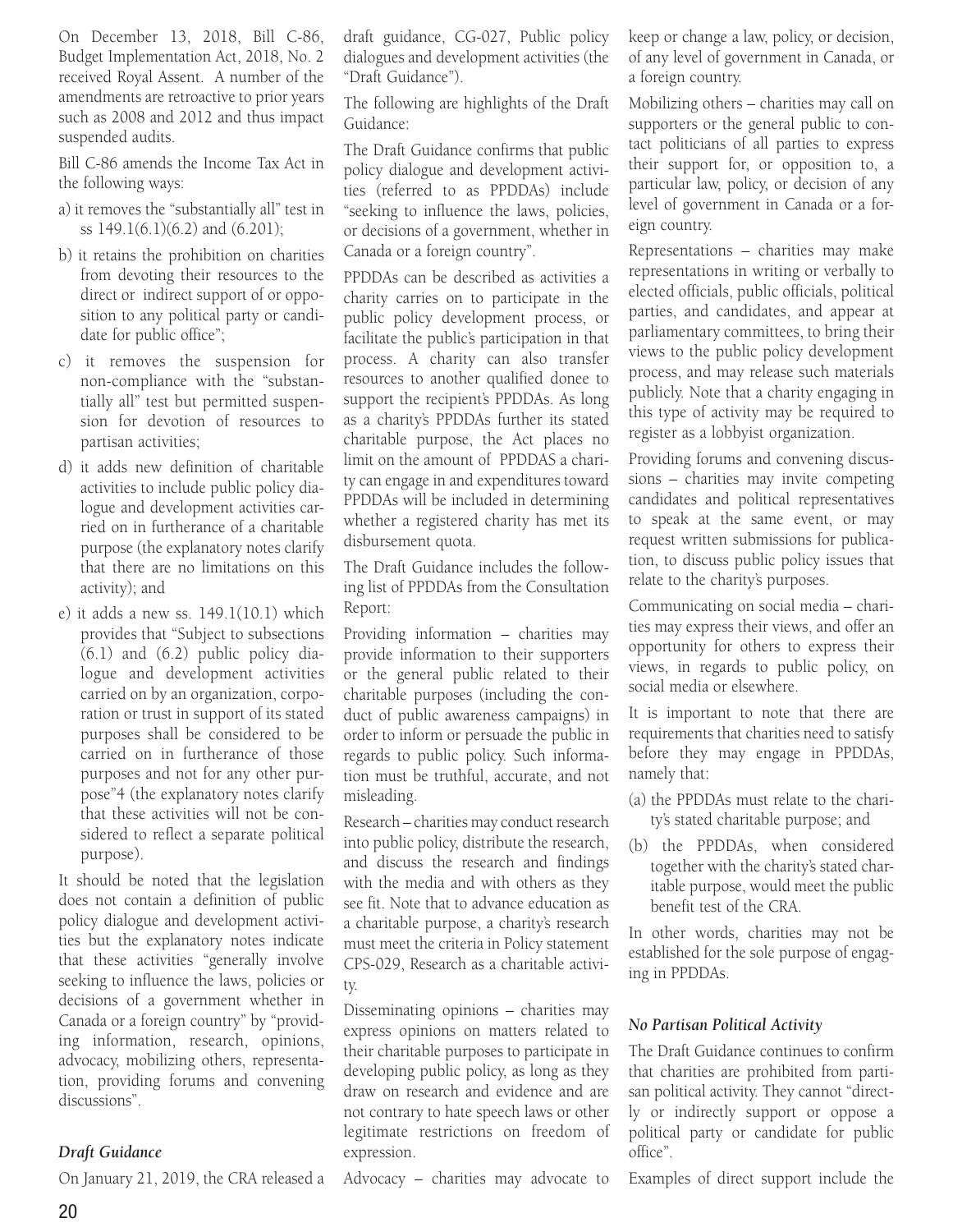On December 13, 2018, Bill C-86, Budget Implementation Act, 2018, No. 2 received Royal Assent. A number of the amendments are retroactive to prior years such as 2008 and 2012 and thus impact suspended audits.

Bill C-86 amends the Income Tax Act in the following ways:

a) it removes the "substantially all" test in ss 149.1(6.1)(6.2) and (6.201);

b) it retains the prohibition on charities from devoting their resources to the direct or indirect support of or opposition to any political party or candidate for public office";

c) it removes the suspension for non-compliance with the "substantially all" test but permitted suspension for devotion of resources to partisan activities;

d) it adds new definition of charitable activities to include public policy dialogue and development activities carried on in furtherance of a charitable purpose (the explanatory notes clarify that there are no limitations on this activity); and

e) it adds a new ss. 149.1(10.1) which provides that "Subject to subsections (6.1) and (6.2) public policy dialogue and development activities carried on by an organization, corporation or trust in support of its stated purposes shall be considered to be carried on in furtherance of those purposes and not for any other purpose"4 (the explanatory notes clarify that these activities will not be considered to reflect a separate political purpose).

It should be noted that the legislation does not contain a definition of public policy dialogue and development activities but the explanatory notes indicate that these activities "generally involve seeking to influence the laws, policies or decisions of a government whether in Canada or a foreign country" by "providing information, research, opinions, advocacy, mobilizing others, representation, providing forums and convening discussions".

### *Draft Guidance*

On January 21, 2019, the CRA released a draft guidance, CG-027, Public policy dialogues and development activities (the "Draft Guidance").

The following are highlights of the Draft Guidance:

The Draft Guidance confirms that public policy dialogue and development activities (referred to as PPDDAs) include "seeking to influence the laws, policies, or decisions of a government, whether in Canada or a foreign country".

PPDDAs can be described as activities a charity carries on to participate in the public policy development process, or facilitate the public's participation in that process. A charity can also transfer resources to another qualified donee to support the recipient's PPDDAs. As long as a charity's PPDDAs further its stated charitable purpose, the Act places no limit on the amount of PPDDAS a charity can engage in and expenditures toward PPDDAs will be included in determining whether a registered charity has met its disbursement quota.

The Draft Guidance includes the following list of PPDDAs from the Consultation Report:

Providing information – charities may provide information to their supporters or the general public related to their charitable purposes (including the conduct of public awareness campaigns) in order to inform or persuade the public in regards to public policy. Such information must be truthful, accurate, and not misleading.

Research – charities may conduct research into public policy, distribute the research, and discuss the research and findings with the media and with others as they see fit. Note that to advance education as a charitable purpose, a charity's research must meet the criteria in Policy statement CPS-029, Research as a charitable activity.

Disseminating opinions – charities may express opinions on matters related to their charitable purposes to participate in developing public policy, as long as they draw on research and evidence and are not contrary to hate speech laws or other legitimate restrictions on freedom of expression.

Advocacy – charities may advocate to keep or change a law, policy, or decision, of any level of government in Canada, or a foreign country.

Mobilizing others – charities may call on supporters or the general public to contact politicians of all parties to express their support for, or opposition to, a particular law, policy, or decision of any level of government in Canada or a foreign country.

Representations – charities may make representations in writing or verbally to elected officials, public officials, political parties, and candidates, and appear at parliamentary committees, to bring their views to the public policy development process, and may release such materials publicly. Note that a charity engaging in this type of activity may be required to register as a lobbyist organization.

Providing forums and convening discussions – charities may invite competing candidates and political representatives to speak at the same event, or may request written submissions for publication, to discuss public policy issues that relate to the charity's purposes.

Communicating on social media – charities may express their views, and offer an opportunity for others to express their views, in regards to public policy, on social media or elsewhere.

It is important to note that there are requirements that charities need to satisfy before they may engage in PPDDAs, namely that:

(a) the PPDDAs must relate to the charity's stated charitable purpose; and

(b) the PPDDAs, when considered together with the charity's stated charitable purpose, would meet the public benefit test of the CRA.

In other words, charities may not be established for the sole purpose of engaging in PPDDAs.

### *No Partisan Political Activity*

The Draft Guidance continues to confirm that charities are prohibited from partisan political activity. They cannot "directly or indirectly support or oppose a political party or candidate for public office".

Examples of direct support include the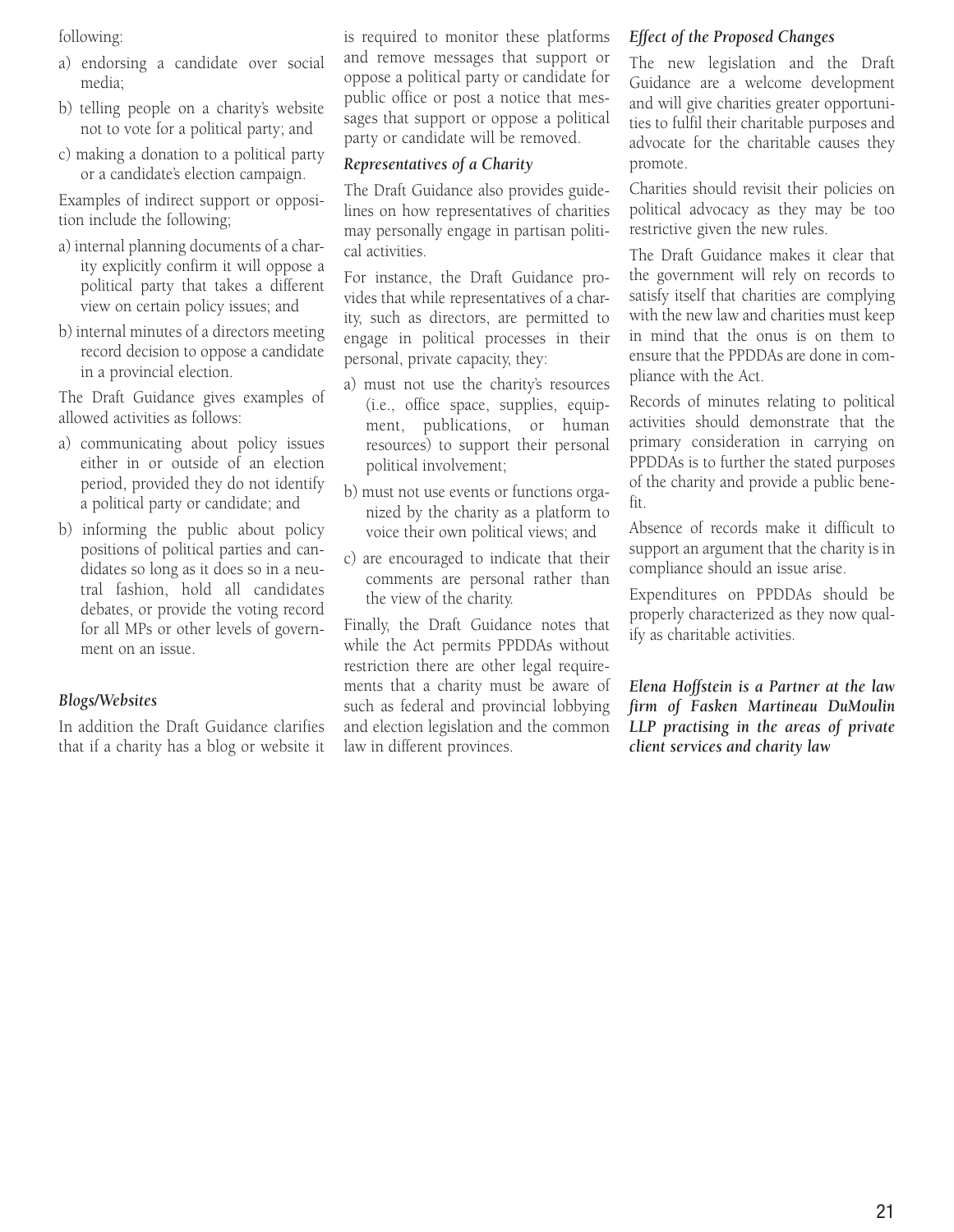following:

a) endorsing a candidate over social media;
b) telling people on a charity's website not to vote for a political party; and
c) making a donation to a political party or a candidate's election campaign.

Examples of indirect support or opposition include the following;

a) internal planning documents of a charity explicitly confirm it will oppose a political party that takes a different view on certain policy issues; and
b) internal minutes of a directors meeting record decision to oppose a candidate in a provincial election.

The Draft Guidance gives examples of allowed activities as follows:

a) communicating about policy issues either in or outside of an election period, provided they do not identify a political party or candidate; and
b) informing the public about policy positions of political parties and candidates so long as it does so in a neutral fashion, hold all candidates debates, or provide the voting record for all MPs or other levels of government on an issue.

### *Blogs/Websites*

In addition the Draft Guidance clarifies that if a charity has a blog or website it is required to monitor these platforms and remove messages that support or oppose a political party or candidate for public office or post a notice that messages that support or oppose a political party or candidate will be removed.

### *Representatives of a Charity*

The Draft Guidance also provides guidelines on how representatives of charities may personally engage in partisan political activities.

For instance, the Draft Guidance provides that while representatives of a charity, such as directors, are permitted to engage in political processes in their personal, private capacity, they:

a) must not use the charity's resources (i.e., office space, supplies, equipment, publications, or human resources) to support their personal political involvement;
b) must not use events or functions organized by the charity as a platform to voice their own political views; and
c) are encouraged to indicate that their comments are personal rather than the view of the charity.

Finally, the Draft Guidance notes that while the Act permits PPDDAs without restriction there are other legal requirements that a charity must be aware of such as federal and provincial lobbying and election legislation and the common law in different provinces.

### *Effect of the Proposed Changes*

The new legislation and the Draft Guidance are a welcome development and will give charities greater opportunities to fulfil their charitable purposes and advocate for the charitable causes they promote.

Charities should revisit their policies on political advocacy as they may be too restrictive given the new rules.

The Draft Guidance makes it clear that the government will rely on records to satisfy itself that charities are complying with the new law and charities must keep in mind that the onus is on them to ensure that the PPDDAs are done in compliance with the Act.

Records of minutes relating to political activities should demonstrate that the primary consideration in carrying on PPDDAs is to further the stated purposes of the charity and provide a public benefit.

Absence of records make it difficult to support an argument that the charity is in compliance should an issue arise.

Expenditures on PPDDAs should be properly characterized as they now qualify as charitable activities.

***Elena Hoffstein is a Partner at the law firm of Fasken Martineau DuMoulin LLP practising in the areas of private client services and charity law***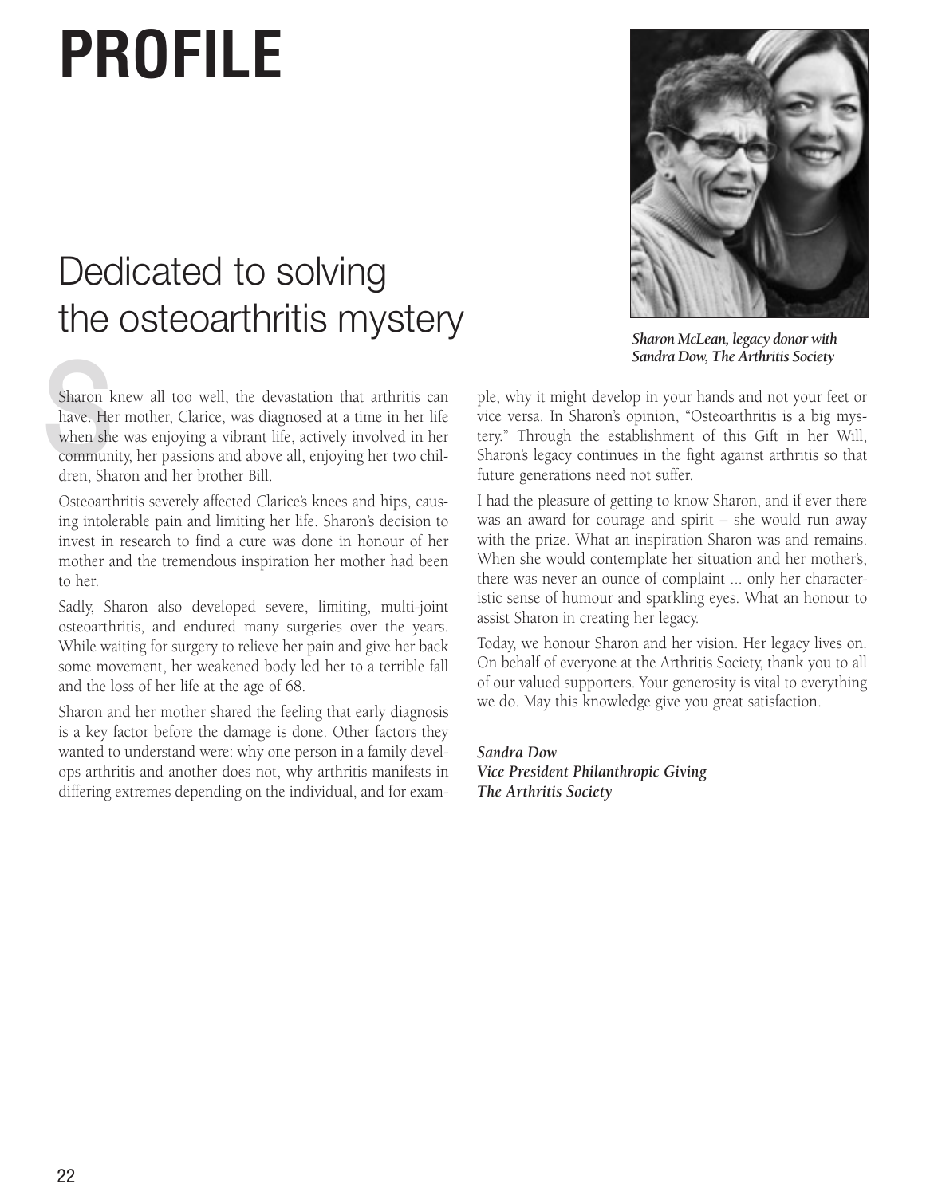# PROFILE

## Dedicated to solving the osteoarthritis mystery

*Sharon McLean, legacy donor with Sandra Dow, The Arthritis Society*

Sharon knew all too well, the devastation that arthritis can have. Her mother, Clarice, was diagnosed at a time in her life when she was enjoying a vibrant life, actively involved in her community, her passions and above all, enjoying her two children, Sharon and her brother Bill.

Osteoarthritis severely affected Clarice's knees and hips, causing intolerable pain and limiting her life. Sharon's decision to invest in research to find a cure was done in honour of her mother and the tremendous inspiration her mother had been to her.

Sadly, Sharon also developed severe, limiting, multi-joint osteoarthritis, and endured many surgeries over the years. While waiting for surgery to relieve her pain and give her back some movement, her weakened body led her to a terrible fall and the loss of her life at the age of 68.

Sharon and her mother shared the feeling that early diagnosis is a key factor before the damage is done. Other factors they wanted to understand were: why one person in a family develops arthritis and another does not, why arthritis manifests in differing extremes depending on the individual, and for example, why it might develop in your hands and not your feet or vice versa. In Sharon's opinion, "Osteoarthritis is a big mystery." Through the establishment of this Gift in her Will, Sharon's legacy continues in the fight against arthritis so that future generations need not suffer.

I had the pleasure of getting to know Sharon, and if ever there was an award for courage and spirit – she would run away with the prize. What an inspiration Sharon was and remains. When she would contemplate her situation and her mother's, there was never an ounce of complaint ... only her characteristic sense of humour and sparkling eyes. What an honour to assist Sharon in creating her legacy.

Today, we honour Sharon and her vision. Her legacy lives on. On behalf of everyone at the Arthritis Society, thank you to all of our valued supporters. Your generosity is vital to everything we do. May this knowledge give you great satisfaction.

*Sandra Dow*
*Vice President Philanthropic Giving*
*The Arthritis Society*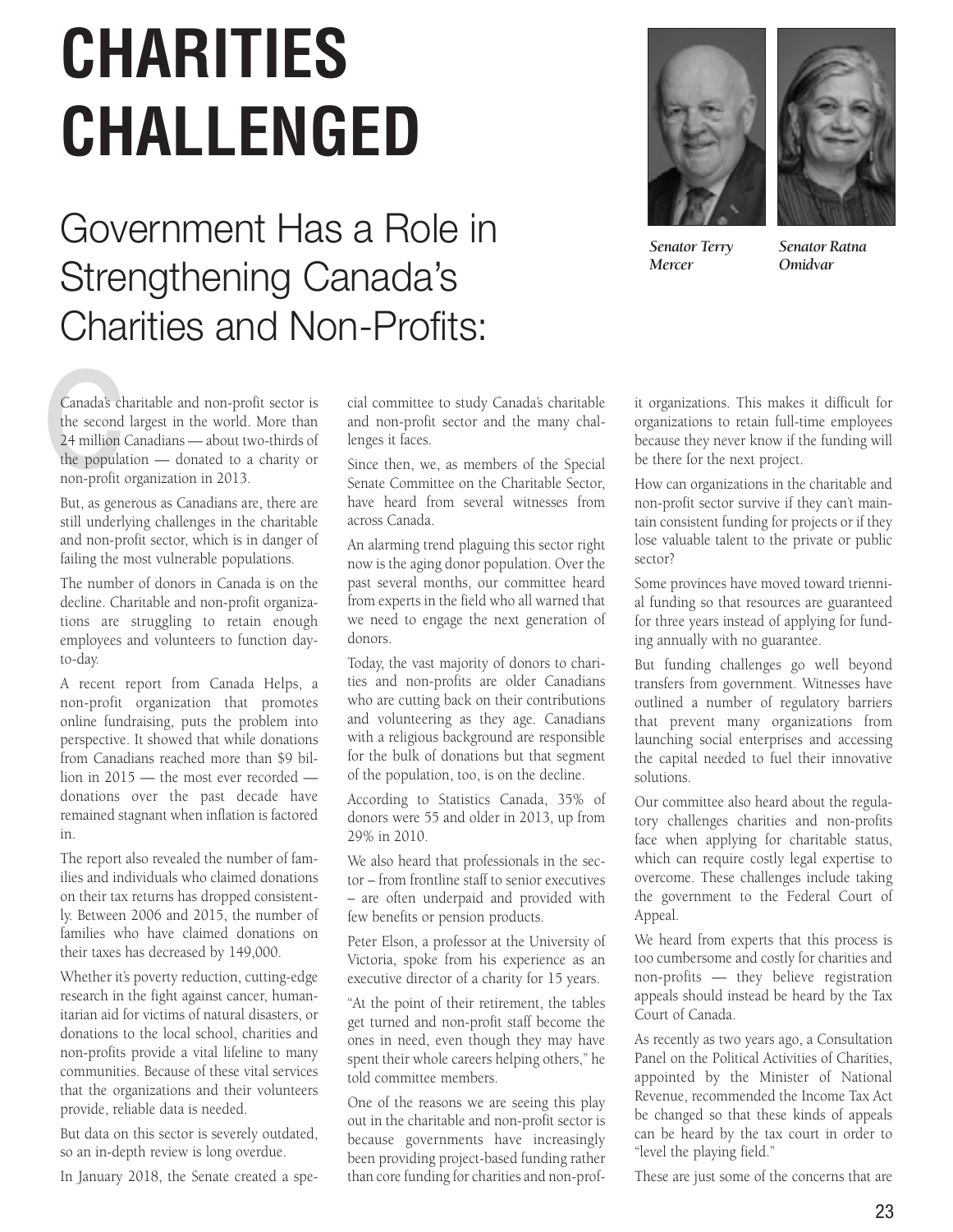# CHARITIES CHALLENGED

## Government Has a Role in Strengthening Canada's Charities and Non-Profits:

*Senator Terry Mercer*

*Senator Ratna Omidvar*

Canada's charitable and non-profit sector is the second largest in the world. More than 24 million Canadians — about two-thirds of the population — donated to a charity or non-profit organization in 2013.

But, as generous as Canadians are, there are still underlying challenges in the charitable and non-profit sector, which is in danger of failing the most vulnerable populations.

The number of donors in Canada is on the decline. Charitable and non-profit organizations are struggling to retain enough employees and volunteers to function day-to-day.

A recent report from Canada Helps, a non-profit organization that promotes online fundraising, puts the problem into perspective. It showed that while donations from Canadians reached more than $9 billion in 2015 — the most ever recorded — donations over the past decade have remained stagnant when inflation is factored in.

The report also revealed the number of families and individuals who claimed donations on their tax returns has dropped consistently. Between 2006 and 2015, the number of families who have claimed donations on their taxes has decreased by 149,000.

Whether it's poverty reduction, cutting-edge research in the fight against cancer, humanitarian aid for victims of natural disasters, or donations to the local school, charities and non-profits provide a vital lifeline to many communities. Because of these vital services that the organizations and their volunteers provide, reliable data is needed.

But data on this sector is severely outdated, so an in-depth review is long overdue.

In January 2018, the Senate created a special committee to study Canada's charitable and non-profit sector and the many challenges it faces.

Since then, we, as members of the Special Senate Committee on the Charitable Sector, have heard from several witnesses from across Canada.

An alarming trend plaguing this sector right now is the aging donor population. Over the past several months, our committee heard from experts in the field who all warned that we need to engage the next generation of donors.

Today, the vast majority of donors to charities and non-profits are older Canadians who are cutting back on their contributions and volunteering as they age. Canadians with a religious background are responsible for the bulk of donations but that segment of the population, too, is on the decline.

According to Statistics Canada, 35% of donors were 55 and older in 2013, up from 29% in 2010.

We also heard that professionals in the sector – from frontline staff to senior executives – are often underpaid and provided with few benefits or pension products.

Peter Elson, a professor at the University of Victoria, spoke from his experience as an executive director of a charity for 15 years.

"At the point of their retirement, the tables get turned and non-profit staff become the ones in need, even though they may have spent their whole careers helping others," he told committee members.

One of the reasons we are seeing this play out in the charitable and non-profit sector is because governments have increasingly been providing project-based funding rather than core funding for charities and non-profit organizations. This makes it difficult for organizations to retain full-time employees because they never know if the funding will be there for the next project.

How can organizations in the charitable and non-profit sector survive if they can't maintain consistent funding for projects or if they lose valuable talent to the private or public sector?

Some provinces have moved toward triennial funding so that resources are guaranteed for three years instead of applying for funding annually with no guarantee.

But funding challenges go well beyond transfers from government. Witnesses have outlined a number of regulatory barriers that prevent many organizations from launching social enterprises and accessing the capital needed to fuel their innovative solutions.

Our committee also heard about the regulatory challenges charities and non-profits face when applying for charitable status, which can require costly legal expertise to overcome. These challenges include taking the government to the Federal Court of Appeal.

We heard from experts that this process is too cumbersome and costly for charities and non-profits — they believe registration appeals should instead be heard by the Tax Court of Canada.

As recently as two years ago, a Consultation Panel on the Political Activities of Charities, appointed by the Minister of National Revenue, recommended the Income Tax Act be changed so that these kinds of appeals can be heard by the tax court in order to "level the playing field."

These are just some of the concerns that are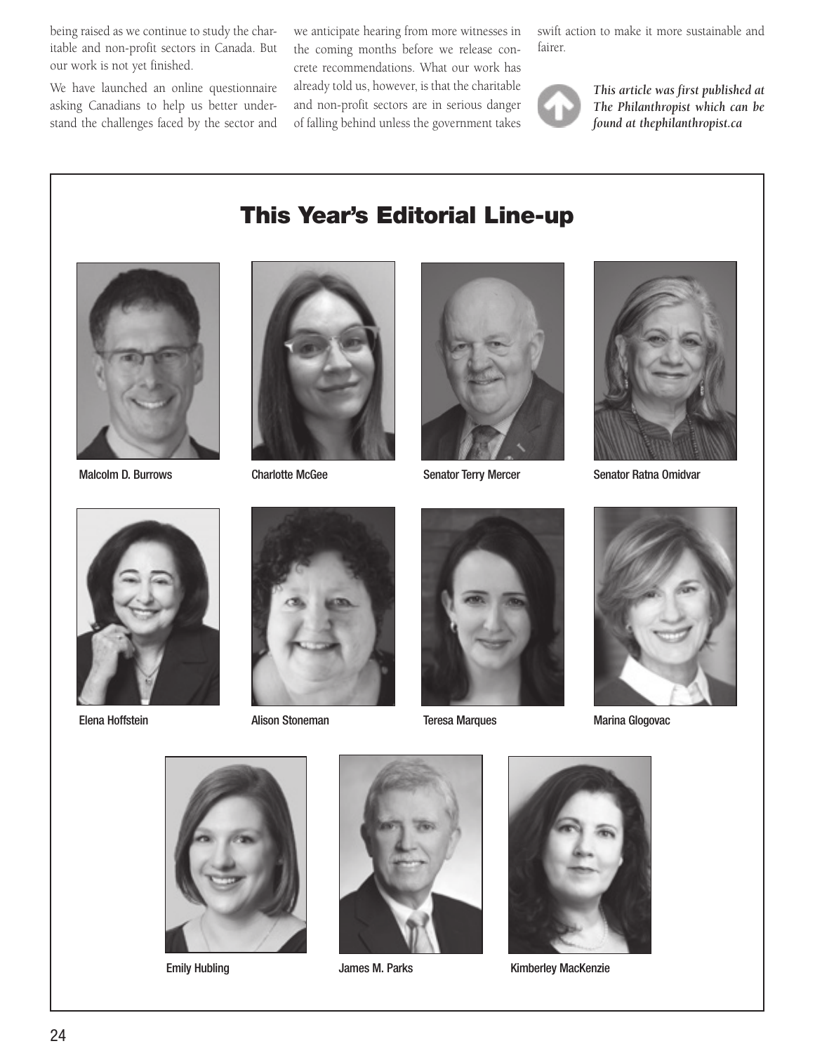being raised as we continue to study the charitable and non-profit sectors in Canada. But our work is not yet finished.

We have launched an online questionnaire asking Canadians to help us better understand the challenges faced by the sector and we anticipate hearing from more witnesses in the coming months before we release concrete recommendations. What our work has already told us, however, is that the charitable and non-profit sectors are in serious danger of falling behind unless the government takes swift action to make it more sustainable and fairer.

***This article was first published at The Philanthropist which can be found at thephilanthropist.ca***

## This Year's Editorial Line-up

Malcolm D. Burrows

Charlotte McGee

Senator Terry Mercer

Senator Ratna Omidvar

Elena Hoffstein

Alison Stoneman

Teresa Marques

Marina Glogovac

Emily Hubling

James M. Parks

Kimberley MacKenzie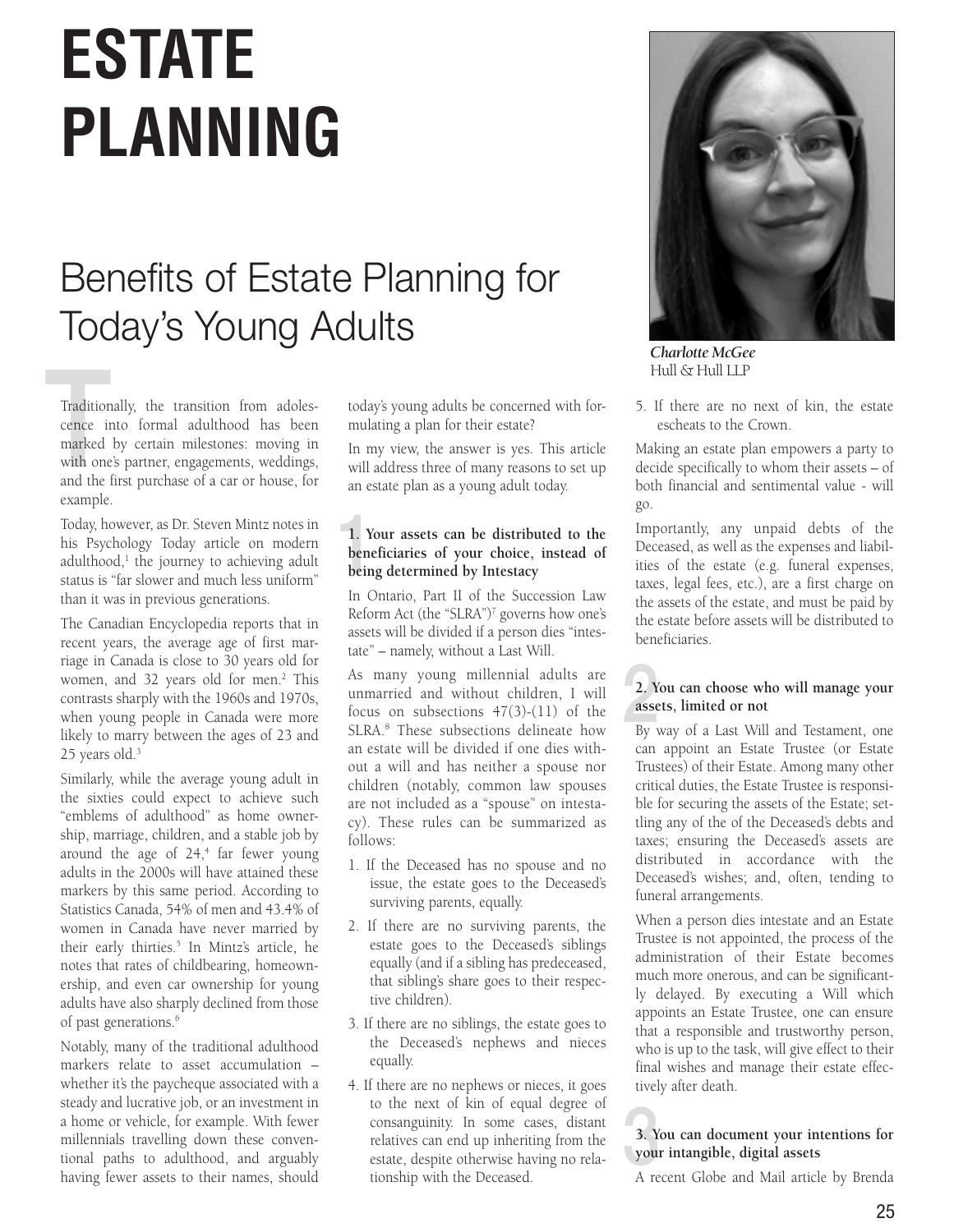# ESTATE PLANNING

## Benefits of Estate Planning for Today's Young Adults

*Charlotte McGee*
Hull & Hull LLP

Traditionally, the transition from adolescence into formal adulthood has been marked by certain milestones: moving in with one's partner, engagements, weddings, and the first purchase of a car or house, for example.

Today, however, as Dr. Steven Mintz notes in his Psychology Today article on modern adulthood,[1] the journey to achieving adult status is "far slower and much less uniform" than it was in previous generations.

The Canadian Encyclopedia reports that in recent years, the average age of first marriage in Canada is close to 30 years old for women, and 32 years old for men.[2] This contrasts sharply with the 1960s and 1970s, when young people in Canada were more likely to marry between the ages of 23 and 25 years old.[3]

Similarly, while the average young adult in the sixties could expect to achieve such "emblems of adulthood" as home ownership, marriage, children, and a stable job by around the age of 24,[4] far fewer young adults in the 2000s will have attained these markers by this same period. According to Statistics Canada, 54% of men and 43.4% of women in Canada have never married by their early thirties.[5] In Mintz's article, he notes that rates of childbearing, homeownership, and even car ownership for young adults have also sharply declined from those of past generations.[6]

Notably, many of the traditional adulthood markers relate to asset accumulation – whether it's the paycheque associated with a steady and lucrative job, or an investment in a home or vehicle, for example. With fewer millennials travelling down these conventional paths to adulthood, and arguably having fewer assets to their names, should today's young adults be concerned with formulating a plan for their estate?

In my view, the answer is yes. This article will address three of many reasons to set up an estate plan as a young adult today.

### 1. Your assets can be distributed to the beneficiaries of your choice, instead of being determined by Intestacy

In Ontario, Part II of the Succession Law Reform Act (the "SLRA")[7] governs how one's assets will be divided if a person dies "intestate" – namely, without a Last Will.

As many young millennial adults are unmarried and without children, I will focus on subsections 47(3)-(11) of the SLRA.[8] These subsections delineate how an estate will be divided if one dies without a will and has neither a spouse nor children (notably, common law spouses are not included as a "spouse" on intestacy). These rules can be summarized as follows:

1. If the Deceased has no spouse and no issue, the estate goes to the Deceased's surviving parents, equally.
2. If there are no surviving parents, the estate goes to the Deceased's siblings equally (and if a sibling has predeceased, that sibling's share goes to their respective children).
3. If there are no siblings, the estate goes to the Deceased's nephews and nieces equally.
4. If there are no nephews or nieces, it goes to the next of kin of equal degree of consanguinity. In some cases, distant relatives can end up inheriting from the estate, despite otherwise having no relationship with the Deceased.
5. If there are no next of kin, the estate escheats to the Crown.

Making an estate plan empowers a party to decide specifically to whom their assets – of both financial and sentimental value - will go.

Importantly, any unpaid debts of the Deceased, as well as the expenses and liabilities of the estate (e.g. funeral expenses, taxes, legal fees, etc.), are a first charge on the assets of the estate, and must be paid by the estate before assets will be distributed to beneficiaries.

### 2. You can choose who will manage your assets, limited or not

By way of a Last Will and Testament, one can appoint an Estate Trustee (or Estate Trustees) of their Estate. Among many other critical duties, the Estate Trustee is responsible for securing the assets of the Estate; settling any of the of the Deceased's debts and taxes; ensuring the Deceased's assets are distributed in accordance with the Deceased's wishes; and, often, tending to funeral arrangements.

When a person dies intestate and an Estate Trustee is not appointed, the process of the administration of their Estate becomes much more onerous, and can be significantly delayed. By executing a Will which appoints an Estate Trustee, one can ensure that a responsible and trustworthy person, who is up to the task, will give effect to their final wishes and manage their estate effectively after death.

### 3. You can document your intentions for your intangible, digital assets

A recent Globe and Mail article by Brenda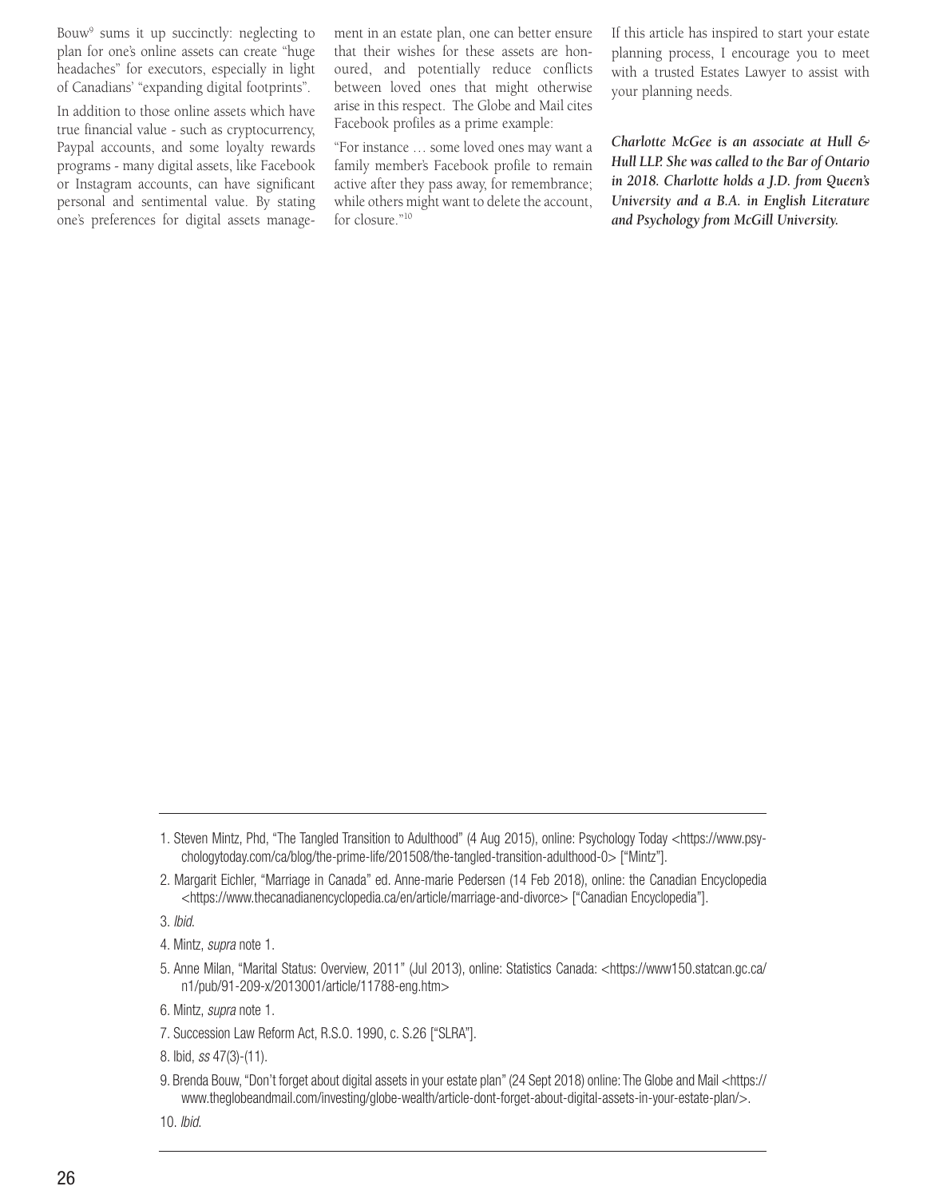Bouw[9] sums it up succinctly: neglecting to plan for one's online assets can create "huge headaches" for executors, especially in light of Canadians' "expanding digital footprints".

In addition to those online assets which have true financial value - such as cryptocurrency, Paypal accounts, and some loyalty rewards programs - many digital assets, like Facebook or Instagram accounts, can have significant personal and sentimental value. By stating one's preferences for digital assets management in an estate plan, one can better ensure that their wishes for these assets are honoured, and potentially reduce conflicts between loved ones that might otherwise arise in this respect. The Globe and Mail cites Facebook profiles as a prime example:

"For instance … some loved ones may want a family member's Facebook profile to remain active after they pass away, for remembrance; while others might want to delete the account, for closure."[10]

If this article has inspired to start your estate planning process, I encourage you to meet with a trusted Estates Lawyer to assist with your planning needs.

***Charlotte McGee is an associate at Hull & Hull LLP. She was called to the Bar of Ontario in 2018. Charlotte holds a J.D. from Queen's University and a B.A. in English Literature and Psychology from McGill University.***

---

1. Steven Mintz, Phd, "The Tangled Transition to Adulthood" (4 Aug 2015), online: Psychology Today <https://www.psychologytoday.com/ca/blog/the-prime-life/201508/the-tangled-transition-adulthood-0> ["Mintz"].
2. Margarit Eichler, "Marriage in Canada" ed. Anne-marie Pedersen (14 Feb 2018), online: the Canadian Encyclopedia <https://www.thecanadianencyclopedia.ca/en/article/marriage-and-divorce> ["Canadian Encyclopedia"].
3. *Ibid*.
4. Mintz, *supra* note 1.
5. Anne Milan, "Marital Status: Overview, 2011" (Jul 2013), online: Statistics Canada: <https://www150.statcan.gc.ca/n1/pub/91-209-x/2013001/article/11788-eng.htm>
6. Mintz, *supra* note 1.
7. Succession Law Reform Act, R.S.O. 1990, c. S.26 ["SLRA"].
8. Ibid, *ss* 47(3)-(11).
9. Brenda Bouw, "Don't forget about digital assets in your estate plan" (24 Sept 2018) online: The Globe and Mail <https://www.theglobeandmail.com/investing/globe-wealth/article-dont-forget-about-digital-assets-in-your-estate-plan/>.
10. *Ibid*.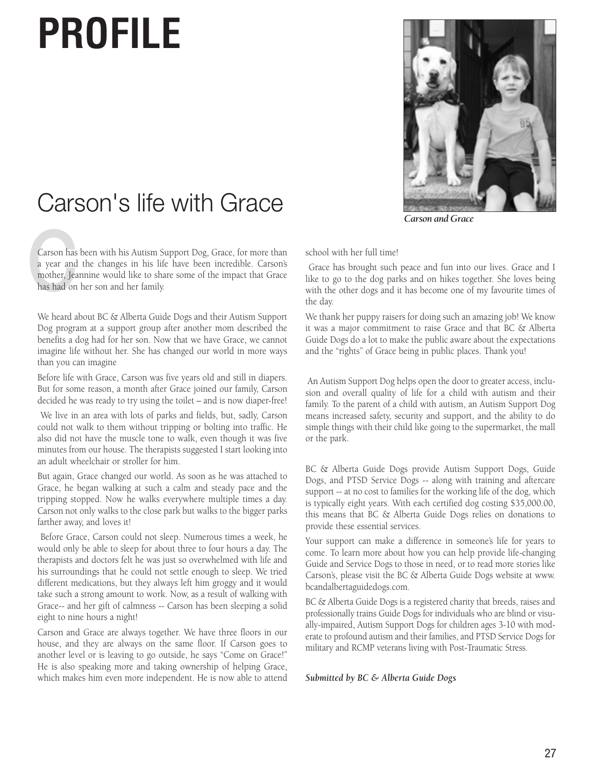# PROFILE

## Carson's life with Grace

Carson and Grace

Carson has been with his Autism Support Dog, Grace, for more than a year and the changes in his life have been incredible. Carson's mother, Jeannine would like to share some of the impact that Grace has had on her son and her family.

We heard about BC & Alberta Guide Dogs and their Autism Support Dog program at a support group after another mom described the benefits a dog had for her son. Now that we have Grace, we cannot imagine life without her. She has changed our world in more ways than you can imagine

Before life with Grace, Carson was five years old and still in diapers. But for some reason, a month after Grace joined our family, Carson decided he was ready to try using the toilet – and is now diaper-free!

We live in an area with lots of parks and fields, but, sadly, Carson could not walk to them without tripping or bolting into traffic. He also did not have the muscle tone to walk, even though it was five minutes from our house. The therapists suggested I start looking into an adult wheelchair or stroller for him.

But again, Grace changed our world. As soon as he was attached to Grace, he began walking at such a calm and steady pace and the tripping stopped. Now he walks everywhere multiple times a day. Carson not only walks to the close park but walks to the bigger parks farther away, and loves it!

Before Grace, Carson could not sleep. Numerous times a week, he would only be able to sleep for about three to four hours a day. The therapists and doctors felt he was just so overwhelmed with life and his surroundings that he could not settle enough to sleep. We tried different medications, but they always left him groggy and it would take such a strong amount to work. Now, as a result of walking with Grace-- and her gift of calmness -- Carson has been sleeping a solid eight to nine hours a night!

Carson and Grace are always together. We have three floors in our house, and they are always on the same floor. If Carson goes to another level or is leaving to go outside, he says "Come on Grace!" He is also speaking more and taking ownership of helping Grace, which makes him even more independent. He is now able to attend school with her full time!

Grace has brought such peace and fun into our lives. Grace and I like to go to the dog parks and on hikes together. She loves being with the other dogs and it has become one of my favourite times of the day.

We thank her puppy raisers for doing such an amazing job! We know it was a major commitment to raise Grace and that BC & Alberta Guide Dogs do a lot to make the public aware about the expectations and the "rights" of Grace being in public places. Thank you!

An Autism Support Dog helps open the door to greater access, inclusion and overall quality of life for a child with autism and their family. To the parent of a child with autism, an Autism Support Dog means increased safety, security and support, and the ability to do simple things with their child like going to the supermarket, the mall or the park.

BC & Alberta Guide Dogs provide Autism Support Dogs, Guide Dogs, and PTSD Service Dogs -- along with training and aftercare support -- at no cost to families for the working life of the dog, which is typically eight years. With each certified dog costing $35,000.00, this means that BC & Alberta Guide Dogs relies on donations to provide these essential services.

Your support can make a difference in someone's life for years to come. To learn more about how you can help provide life-changing Guide and Service Dogs to those in need, or to read more stories like Carson's, please visit the BC & Alberta Guide Dogs website at www.bcandalbertaguidedogs.com.

BC & Alberta Guide Dogs is a registered charity that breeds, raises and professionally trains Guide Dogs for individuals who are blind or visually-impaired, Autism Support Dogs for children ages 3-10 with moderate to profound autism and their families, and PTSD Service Dogs for military and RCMP veterans living with Post-Traumatic Stress.

*Submitted by BC & Alberta Guide Dogs*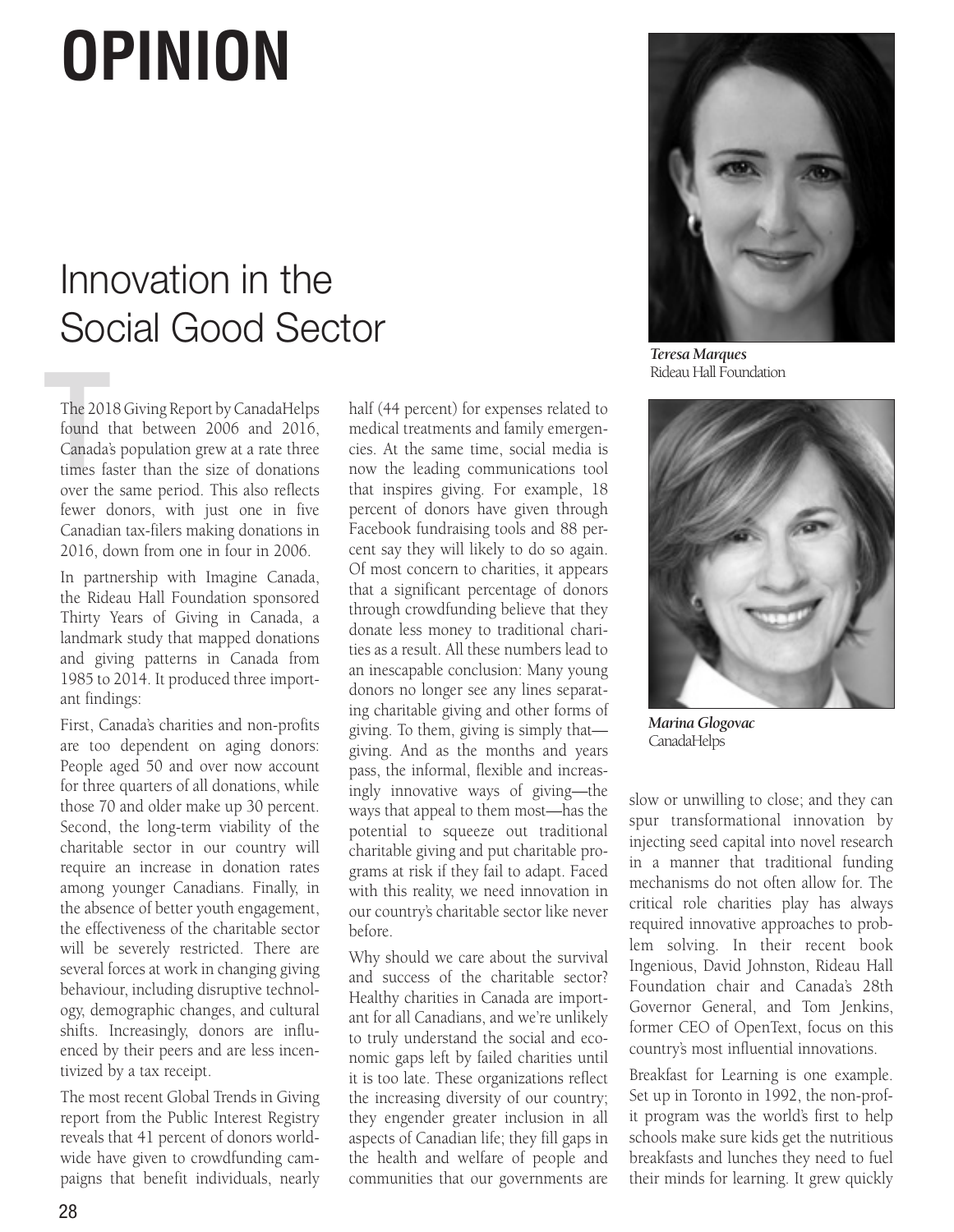# OPINION

## Innovation in the Social Good Sector

*Teresa Marques*
Rideau Hall Foundation

*Marina Glogovac*
CanadaHelps

The 2018 Giving Report by CanadaHelps found that between 2006 and 2016, Canada's population grew at a rate three times faster than the size of donations over the same period. This also reflects fewer donors, with just one in five Canadian tax-filers making donations in 2016, down from one in four in 2006.

In partnership with Imagine Canada, the Rideau Hall Foundation sponsored Thirty Years of Giving in Canada, a landmark study that mapped donations and giving patterns in Canada from 1985 to 2014. It produced three important findings:

First, Canada's charities and non-profits are too dependent on aging donors: People aged 50 and over now account for three quarters of all donations, while those 70 and older make up 30 percent. Second, the long-term viability of the charitable sector in our country will require an increase in donation rates among younger Canadians. Finally, in the absence of better youth engagement, the effectiveness of the charitable sector will be severely restricted. There are several forces at work in changing giving behaviour, including disruptive technology, demographic changes, and cultural shifts. Increasingly, donors are influenced by their peers and are less incentivized by a tax receipt.

The most recent Global Trends in Giving report from the Public Interest Registry reveals that 41 percent of donors worldwide have given to crowdfunding campaigns that benefit individuals, nearly half (44 percent) for expenses related to medical treatments and family emergencies. At the same time, social media is now the leading communications tool that inspires giving. For example, 18 percent of donors have given through Facebook fundraising tools and 88 percent say they will likely to do so again. Of most concern to charities, it appears that a significant percentage of donors through crowdfunding believe that they donate less money to traditional charities as a result. All these numbers lead to an inescapable conclusion: Many young donors no longer see any lines separating charitable giving and other forms of giving. To them, giving is simply that—giving. And as the months and years pass, the informal, flexible and increasingly innovative ways of giving—the ways that appeal to them most—has the potential to squeeze out traditional charitable giving and put charitable programs at risk if they fail to adapt. Faced with this reality, we need innovation in our country's charitable sector like never before.

Why should we care about the survival and success of the charitable sector? Healthy charities in Canada are important for all Canadians, and we're unlikely to truly understand the social and economic gaps left by failed charities until it is too late. These organizations reflect the increasing diversity of our country; they engender greater inclusion in all aspects of Canadian life; they fill gaps in the health and welfare of people and communities that our governments are slow or unwilling to close; and they can spur transformational innovation by injecting seed capital into novel research in a manner that traditional funding mechanisms do not often allow for. The critical role charities play has always required innovative approaches to problem solving. In their recent book Ingenious, David Johnston, Rideau Hall Foundation chair and Canada's 28th Governor General, and Tom Jenkins, former CEO of OpenText, focus on this country's most influential innovations.

Breakfast for Learning is one example. Set up in Toronto in 1992, the non-profit program was the world's first to help schools make sure kids get the nutritious breakfasts and lunches they need to fuel their minds for learning. It grew quickly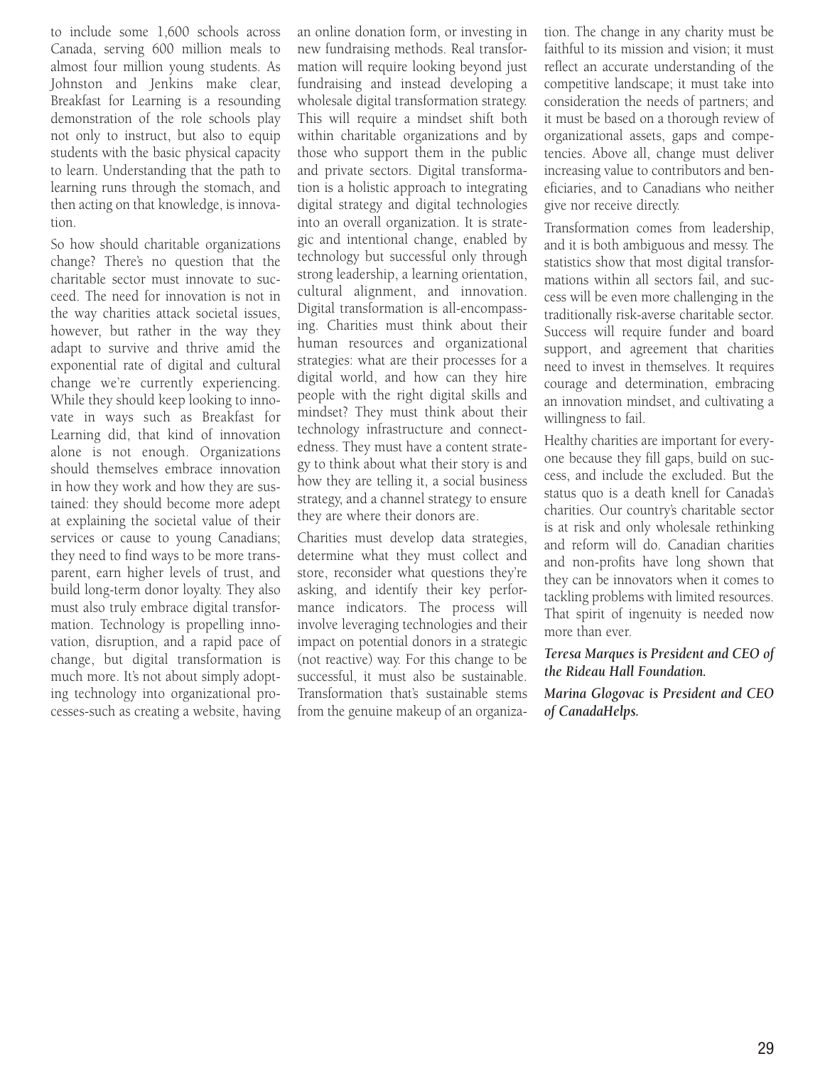to include some 1,600 schools across Canada, serving 600 million meals to almost four million young students. As Johnston and Jenkins make clear, Breakfast for Learning is a resounding demonstration of the role schools play not only to instruct, but also to equip students with the basic physical capacity to learn. Understanding that the path to learning runs through the stomach, and then acting on that knowledge, is innovation.

So how should charitable organizations change? There's no question that the charitable sector must innovate to succeed. The need for innovation is not in the way charities attack societal issues, however, but rather in the way they adapt to survive and thrive amid the exponential rate of digital and cultural change we're currently experiencing. While they should keep looking to innovate in ways such as Breakfast for Learning did, that kind of innovation alone is not enough. Organizations should themselves embrace innovation in how they work and how they are sustained: they should become more adept at explaining the societal value of their services or cause to young Canadians; they need to find ways to be more transparent, earn higher levels of trust, and build long-term donor loyalty. They also must also truly embrace digital transformation. Technology is propelling innovation, disruption, and a rapid pace of change, but digital transformation is much more. It's not about simply adopting technology into organizational processes-such as creating a website, having an online donation form, or investing in new fundraising methods. Real transformation will require looking beyond just fundraising and instead developing a wholesale digital transformation strategy. This will require a mindset shift both within charitable organizations and by those who support them in the public and private sectors. Digital transformation is a holistic approach to integrating digital strategy and digital technologies into an overall organization. It is strategic and intentional change, enabled by technology but successful only through strong leadership, a learning orientation, cultural alignment, and innovation. Digital transformation is all-encompassing. Charities must think about their human resources and organizational strategies: what are their processes for a digital world, and how can they hire people with the right digital skills and mindset? They must think about their technology infrastructure and connectedness. They must have a content strategy to think about what their story is and how they are telling it, a social business strategy, and a channel strategy to ensure they are where their donors are.

Charities must develop data strategies, determine what they must collect and store, reconsider what questions they're asking, and identify their key performance indicators. The process will involve leveraging technologies and their impact on potential donors in a strategic (not reactive) way. For this change to be successful, it must also be sustainable. Transformation that's sustainable stems from the genuine makeup of an organization. The change in any charity must be faithful to its mission and vision; it must reflect an accurate understanding of the competitive landscape; it must take into consideration the needs of partners; and it must be based on a thorough review of organizational assets, gaps and competencies. Above all, change must deliver increasing value to contributors and beneficiaries, and to Canadians who neither give nor receive directly.

Transformation comes from leadership, and it is both ambiguous and messy. The statistics show that most digital transformations within all sectors fail, and success will be even more challenging in the traditionally risk-averse charitable sector. Success will require funder and board support, and agreement that charities need to invest in themselves. It requires courage and determination, embracing an innovation mindset, and cultivating a willingness to fail.

Healthy charities are important for everyone because they fill gaps, build on success, and include the excluded. But the status quo is a death knell for Canada's charities. Our country's charitable sector is at risk and only wholesale rethinking and reform will do. Canadian charities and non-profits have long shown that they can be innovators when it comes to tackling problems with limited resources. That spirit of ingenuity is needed now more than ever.

***Teresa Marques is President and CEO of the Rideau Hall Foundation.***

***Marina Glogovac is President and CEO of CanadaHelps.***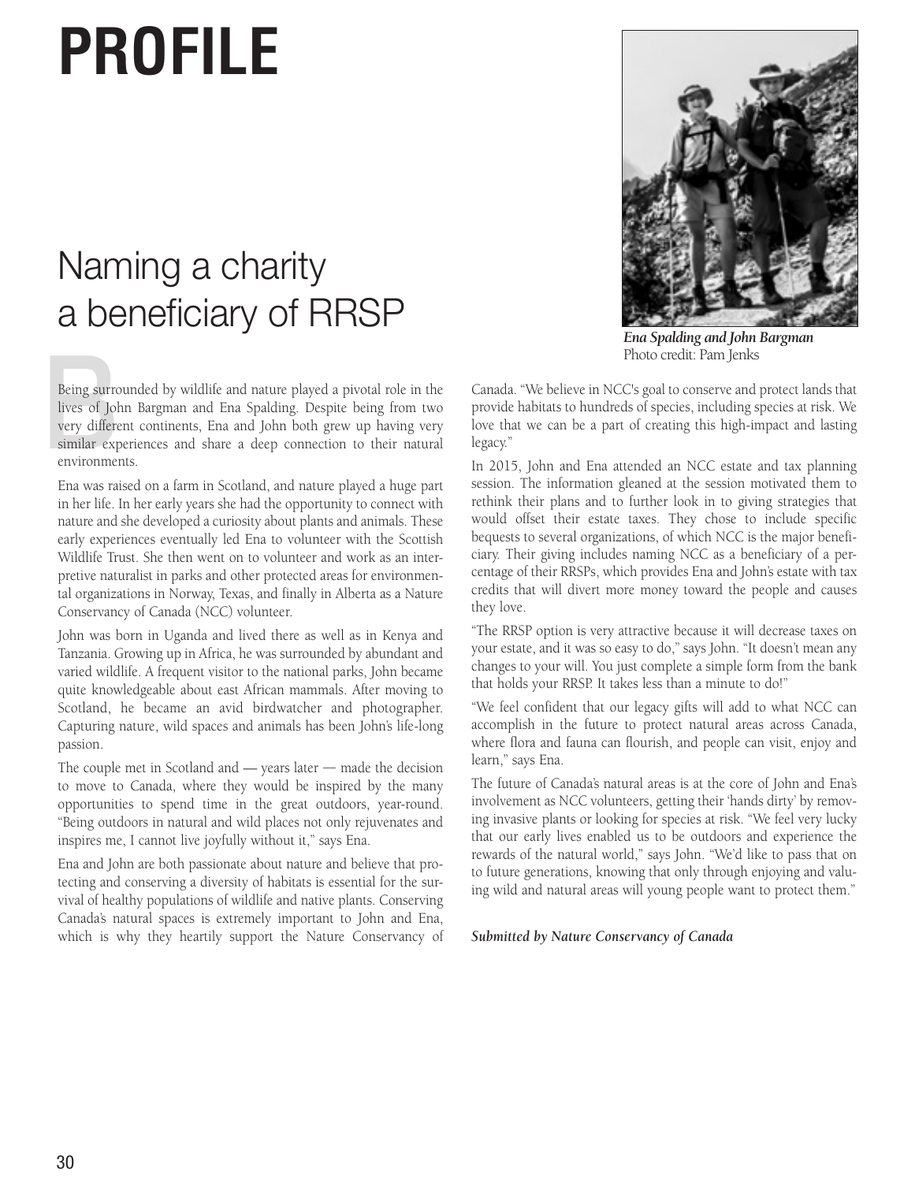# PROFILE

## Naming a charity a beneficiary of RRSP

*Ena Spalding and John Bargman*
Photo credit: Pam Jenks

Being surrounded by wildlife and nature played a pivotal role in the lives of John Bargman and Ena Spalding. Despite being from two very different continents, Ena and John both grew up having very similar experiences and share a deep connection to their natural environments.

Ena was raised on a farm in Scotland, and nature played a huge part in her life. In her early years she had the opportunity to connect with nature and she developed a curiosity about plants and animals. These early experiences eventually led Ena to volunteer with the Scottish Wildlife Trust. She then went on to volunteer and work as an interpretive naturalist in parks and other protected areas for environmental organizations in Norway, Texas, and finally in Alberta as a Nature Conservancy of Canada (NCC) volunteer.

John was born in Uganda and lived there as well as in Kenya and Tanzania. Growing up in Africa, he was surrounded by abundant and varied wildlife. A frequent visitor to the national parks, John became quite knowledgeable about east African mammals. After moving to Scotland, he became an avid birdwatcher and photographer. Capturing nature, wild spaces and animals has been John's life-long passion.

The couple met in Scotland and — years later — made the decision to move to Canada, where they would be inspired by the many opportunities to spend time in the great outdoors, year-round. "Being outdoors in natural and wild places not only rejuvenates and inspires me, I cannot live joyfully without it," says Ena.

Ena and John are both passionate about nature and believe that protecting and conserving a diversity of habitats is essential for the survival of healthy populations of wildlife and native plants. Conserving Canada's natural spaces is extremely important to John and Ena, which is why they heartily support the Nature Conservancy of Canada. "We believe in NCC's goal to conserve and protect lands that provide habitats to hundreds of species, including species at risk. We love that we can be a part of creating this high-impact and lasting legacy."

In 2015, John and Ena attended an NCC estate and tax planning session. The information gleaned at the session motivated them to rethink their plans and to further look in to giving strategies that would offset their estate taxes. They chose to include specific bequests to several organizations, of which NCC is the major beneficiary. Their giving includes naming NCC as a beneficiary of a percentage of their RRSPs, which provides Ena and John's estate with tax credits that will divert more money toward the people and causes they love.

"The RRSP option is very attractive because it will decrease taxes on your estate, and it was so easy to do," says John. "It doesn't mean any changes to your will. You just complete a simple form from the bank that holds your RRSP. It takes less than a minute to do!"

"We feel confident that our legacy gifts will add to what NCC can accomplish in the future to protect natural areas across Canada, where flora and fauna can flourish, and people can visit, enjoy and learn," says Ena.

The future of Canada's natural areas is at the core of John and Ena's involvement as NCC volunteers, getting their 'hands dirty' by removing invasive plants or looking for species at risk. "We feel very lucky that our early lives enabled us to be outdoors and experience the rewards of the natural world," says John. "We'd like to pass that on to future generations, knowing that only through enjoying and valuing wild and natural areas will young people want to protect them."

***Submitted by Nature Conservancy of Canada***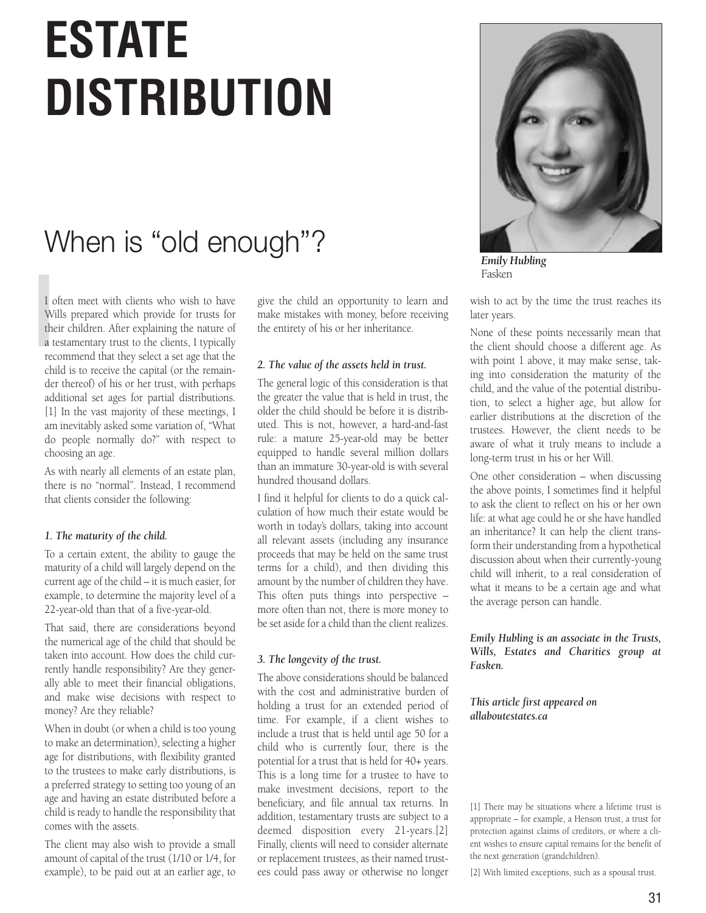# ESTATE DISTRIBUTION

## When is "old enough"?

*Emily Hubling*
Fasken

I often meet with clients who wish to have Wills prepared which provide for trusts for their children. After explaining the nature of a testamentary trust to the clients, I typically recommend that they select a set age that the child is to receive the capital (or the remainder thereof) of his or her trust, with perhaps additional set ages for partial distributions.[1] In the vast majority of these meetings, I am inevitably asked some variation of, "What do people normally do?" with respect to choosing an age.

As with nearly all elements of an estate plan, there is no "normal". Instead, I recommend that clients consider the following:

### *1. The maturity of the child.*

To a certain extent, the ability to gauge the maturity of a child will largely depend on the current age of the child – it is much easier, for example, to determine the majority level of a 22-year-old than that of a five-year-old.

That said, there are considerations beyond the numerical age of the child that should be taken into account. How does the child currently handle responsibility? Are they generally able to meet their financial obligations, and make wise decisions with respect to money? Are they reliable?

When in doubt (or when a child is too young to make an determination), selecting a higher age for distributions, with flexibility granted to the trustees to make early distributions, is a preferred strategy to setting too young of an age and having an estate distributed before a child is ready to handle the responsibility that comes with the assets.

The client may also wish to provide a small amount of capital of the trust (1/10 or 1/4, for example), to be paid out at an earlier age, to give the child an opportunity to learn and make mistakes with money, before receiving the entirety of his or her inheritance.

### *2. The value of the assets held in trust.*

The general logic of this consideration is that the greater the value that is held in trust, the older the child should be before it is distributed. This is not, however, a hard-and-fast rule: a mature 25-year-old may be better equipped to handle several million dollars than an immature 30-year-old is with several hundred thousand dollars.

I find it helpful for clients to do a quick calculation of how much their estate would be worth in today's dollars, taking into account all relevant assets (including any insurance proceeds that may be held on the same trust terms for a child), and then dividing this amount by the number of children they have. This often puts things into perspective – more often than not, there is more money to be set aside for a child than the client realizes.

### *3. The longevity of the trust.*

The above considerations should be balanced with the cost and administrative burden of holding a trust for an extended period of time. For example, if a client wishes to include a trust that is held until age 50 for a child who is currently four, there is the potential for a trust that is held for 40+ years. This is a long time for a trustee to have to make investment decisions, report to the beneficiary, and file annual tax returns. In addition, testamentary trusts are subject to a deemed disposition every 21-years.[2] Finally, clients will need to consider alternate or replacement trustees, as their named trustees could pass away or otherwise no longer wish to act by the time the trust reaches its later years.

None of these points necessarily mean that the client should choose a different age. As with point 1 above, it may make sense, taking into consideration the maturity of the child, and the value of the potential distribution, to select a higher age, but allow for earlier distributions at the discretion of the trustees. However, the client needs to be aware of what it truly means to include a long-term trust in his or her Will.

One other consideration – when discussing the above points, I sometimes find it helpful to ask the client to reflect on his or her own life: at what age could he or she have handled an inheritance? It can help the client transform their understanding from a hypothetical discussion about when their currently-young child will inherit, to a real consideration of what it means to be a certain age and what the average person can handle.

***Emily Hubling is an associate in the Trusts, Wills, Estates and Charities group at Fasken.***

***This article first appeared on allaboutestates.ca***

[1] There may be situations where a lifetime trust is appropriate – for example, a Henson trust, a trust for protection against claims of creditors, or where a client wishes to ensure capital remains for the benefit of the next generation (grandchildren).

[2] With limited exceptions, such as a spousal trust.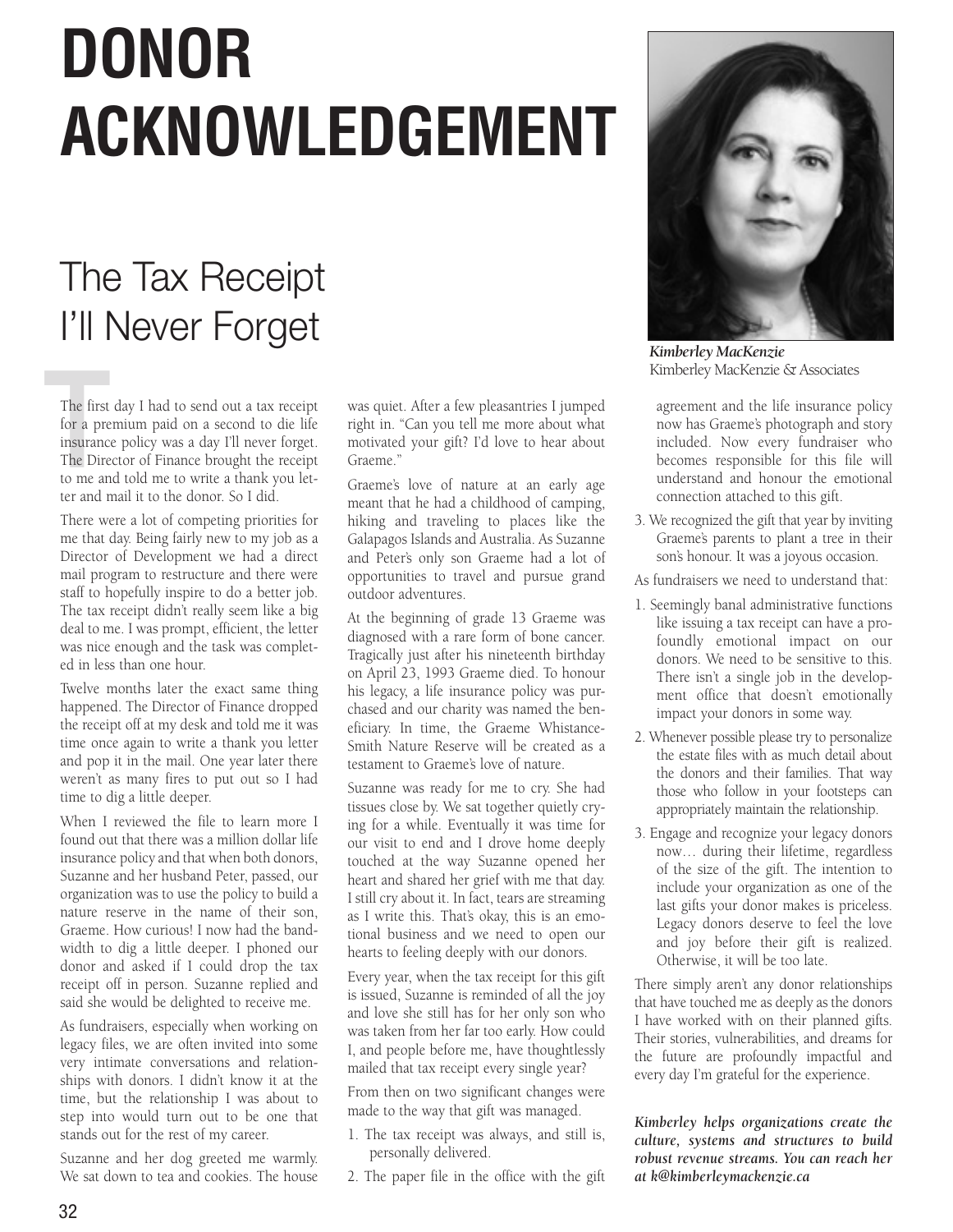# DONOR ACKNOWLEDGEMENT

## The Tax Receipt I'll Never Forget

*Kimberley MacKenzie*
Kimberley MacKenzie & Associates

The first day I had to send out a tax receipt for a premium paid on a second to die life insurance policy was a day I'll never forget. The Director of Finance brought the receipt to me and told me to write a thank you letter and mail it to the donor. So I did.

There were a lot of competing priorities for me that day. Being fairly new to my job as a Director of Development we had a direct mail program to restructure and there were staff to hopefully inspire to do a better job. The tax receipt didn't really seem like a big deal to me. I was prompt, efficient, the letter was nice enough and the task was completed in less than one hour.

Twelve months later the exact same thing happened. The Director of Finance dropped the receipt off at my desk and told me it was time once again to write a thank you letter and pop it in the mail. One year later there weren't as many fires to put out so I had time to dig a little deeper.

When I reviewed the file to learn more I found out that there was a million dollar life insurance policy and that when both donors, Suzanne and her husband Peter, passed, our organization was to use the policy to build a nature reserve in the name of their son, Graeme. How curious! I now had the bandwidth to dig a little deeper. I phoned our donor and asked if I could drop the tax receipt off in person. Suzanne replied and said she would be delighted to receive me.

As fundraisers, especially when working on legacy files, we are often invited into some very intimate conversations and relationships with donors. I didn't know it at the time, but the relationship I was about to step into would turn out to be one that stands out for the rest of my career.

Suzanne and her dog greeted me warmly. We sat down to tea and cookies. The house was quiet. After a few pleasantries I jumped right in. "Can you tell me more about what motivated your gift? I'd love to hear about Graeme."

Graeme's love of nature at an early age meant that he had a childhood of camping, hiking and traveling to places like the Galapagos Islands and Australia. As Suzanne and Peter's only son Graeme had a lot of opportunities to travel and pursue grand outdoor adventures.

At the beginning of grade 13 Graeme was diagnosed with a rare form of bone cancer. Tragically just after his nineteenth birthday on April 23, 1993 Graeme died. To honour his legacy, a life insurance policy was purchased and our charity was named the beneficiary. In time, the Graeme Whistance-Smith Nature Reserve will be created as a testament to Graeme's love of nature.

Suzanne was ready for me to cry. She had tissues close by. We sat together quietly crying for a while. Eventually it was time for our visit to end and I drove home deeply touched at the way Suzanne opened her heart and shared her grief with me that day. I still cry about it. In fact, tears are streaming as I write this. That's okay, this is an emotional business and we need to open our hearts to feeling deeply with our donors.

Every year, when the tax receipt for this gift is issued, Suzanne is reminded of all the joy and love she still has for her only son who was taken from her far too early. How could I, and people before me, have thoughtlessly mailed that tax receipt every single year?

From then on two significant changes were made to the way that gift was managed.

1. The tax receipt was always, and still is, personally delivered.
2. The paper file in the office with the gift agreement and the life insurance policy now has Graeme's photograph and story included. Now every fundraiser who becomes responsible for this file will understand and honour the emotional connection attached to this gift.
3. We recognized the gift that year by inviting Graeme's parents to plant a tree in their son's honour. It was a joyous occasion.

As fundraisers we need to understand that:

1. Seemingly banal administrative functions like issuing a tax receipt can have a profoundly emotional impact on our donors. We need to be sensitive to this. There isn't a single job in the development office that doesn't emotionally impact your donors in some way.
2. Whenever possible please try to personalize the estate files with as much detail about the donors and their families. That way those who follow in your footsteps can appropriately maintain the relationship.
3. Engage and recognize your legacy donors now… during their lifetime, regardless of the size of the gift. The intention to include your organization as one of the last gifts your donor makes is priceless. Legacy donors deserve to feel the love and joy before their gift is realized. Otherwise, it will be too late.

There simply aren't any donor relationships that have touched me as deeply as the donors I have worked with on their planned gifts. Their stories, vulnerabilities, and dreams for the future are profoundly impactful and every day I'm grateful for the experience.

***Kimberley helps organizations create the culture, systems and structures to build robust revenue streams. You can reach her at k@kimberleymackenzie.ca***